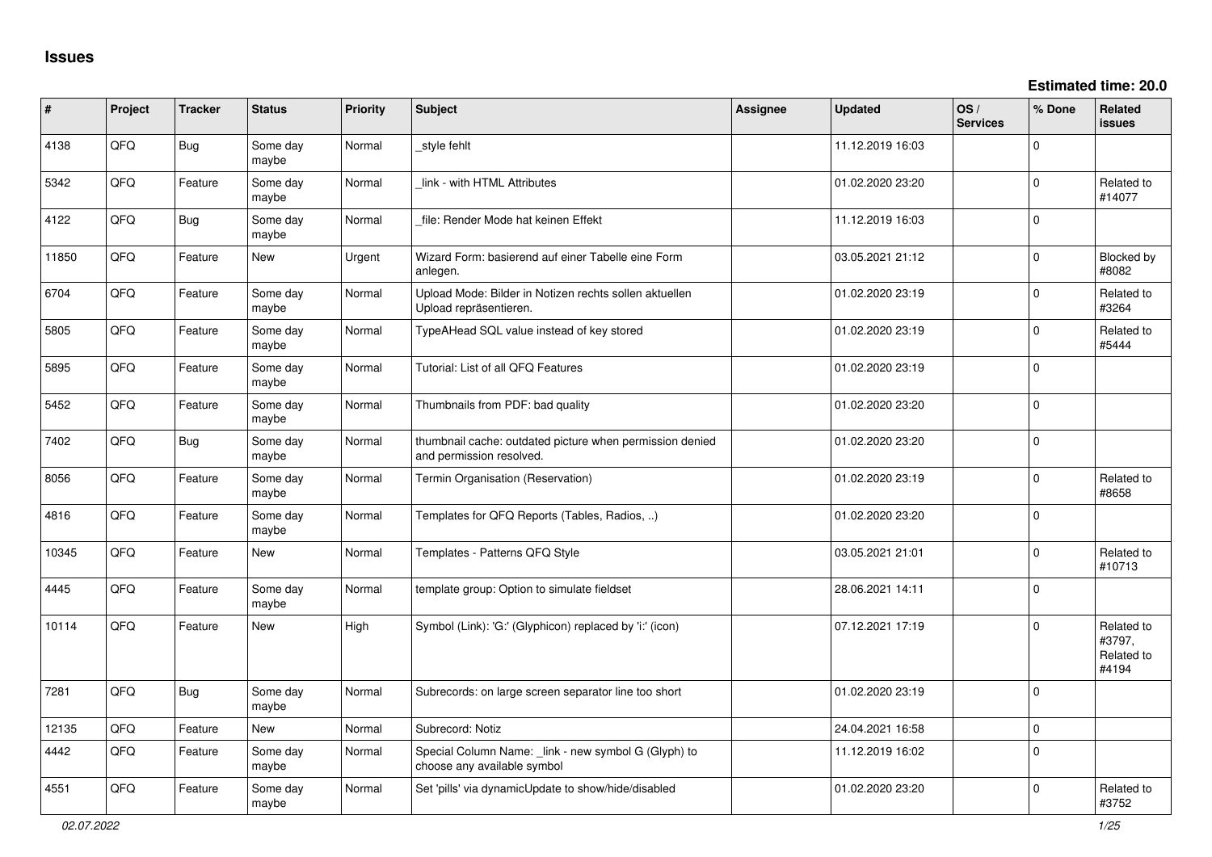## Issues

**Estimated time: 20.0**

| # | Project | Tracker | Status | Priority | Subject | Assignee | Updated | OS / Services | % Done | Related issues |
|---|---|---|---|---|---|---|---|---|---|---|
| 4138 | QFQ | Bug | Some day maybe | Normal | _style fehlt | | 11.12.2019 16:03 | | 0 | |
| 5342 | QFQ | Feature | Some day maybe | Normal | _link - with HTML Attributes | | 01.02.2020 23:20 | | 0 | Related to #14077 |
| 4122 | QFQ | Bug | Some day maybe | Normal | _file: Render Mode hat keinen Effekt | | 11.12.2019 16:03 | | 0 | |
| 11850 | QFQ | Feature | New | Urgent | Wizard Form: basierend auf einer Tabelle eine Form anlegen. | | 03.05.2021 21:12 | | 0 | Blocked by #8082 |
| 6704 | QFQ | Feature | Some day maybe | Normal | Upload Mode: Bilder in Notizen rechts sollen aktuellen Upload repräsentieren. | | 01.02.2020 23:19 | | 0 | Related to #3264 |
| 5805 | QFQ | Feature | Some day maybe | Normal | TypeAHead SQL value instead of key stored | | 01.02.2020 23:19 | | 0 | Related to #5444 |
| 5895 | QFQ | Feature | Some day maybe | Normal | Tutorial: List of all QFQ Features | | 01.02.2020 23:19 | | 0 | |
| 5452 | QFQ | Feature | Some day maybe | Normal | Thumbnails from PDF: bad quality | | 01.02.2020 23:20 | | 0 | |
| 7402 | QFQ | Bug | Some day maybe | Normal | thumbnail cache: outdated picture when permission denied and permission resolved. | | 01.02.2020 23:20 | | 0 | |
| 8056 | QFQ | Feature | Some day maybe | Normal | Termin Organisation (Reservation) | | 01.02.2020 23:19 | | 0 | Related to #8658 |
| 4816 | QFQ | Feature | Some day maybe | Normal | Templates for QFQ Reports (Tables, Radios, ..) | | 01.02.2020 23:20 | | 0 | |
| 10345 | QFQ | Feature | New | Normal | Templates - Patterns QFQ Style | | 03.05.2021 21:01 | | 0 | Related to #10713 |
| 4445 | QFQ | Feature | Some day maybe | Normal | template group: Option to simulate fieldset | | 28.06.2021 14:11 | | 0 | |
| 10114 | QFQ | Feature | New | High | Symbol (Link): 'G:' (Glyphicon) replaced by 'i:' (icon) | | 07.12.2021 17:19 | | 0 | Related to #3797, Related to #4194 |
| 7281 | QFQ | Bug | Some day maybe | Normal | Subrecords: on large screen separator line too short | | 01.02.2020 23:19 | | 0 | |
| 12135 | QFQ | Feature | New | Normal | Subrecord: Notiz | | 24.04.2021 16:58 | | 0 | |
| 4442 | QFQ | Feature | Some day maybe | Normal | Special Column Name: _link - new symbol G (Glyph) to choose any available symbol | | 11.12.2019 16:02 | | 0 | |
| 4551 | QFQ | Feature | Some day maybe | Normal | Set 'pills' via dynamicUpdate to show/hide/disabled | | 01.02.2020 23:20 | | 0 | Related to #3752 |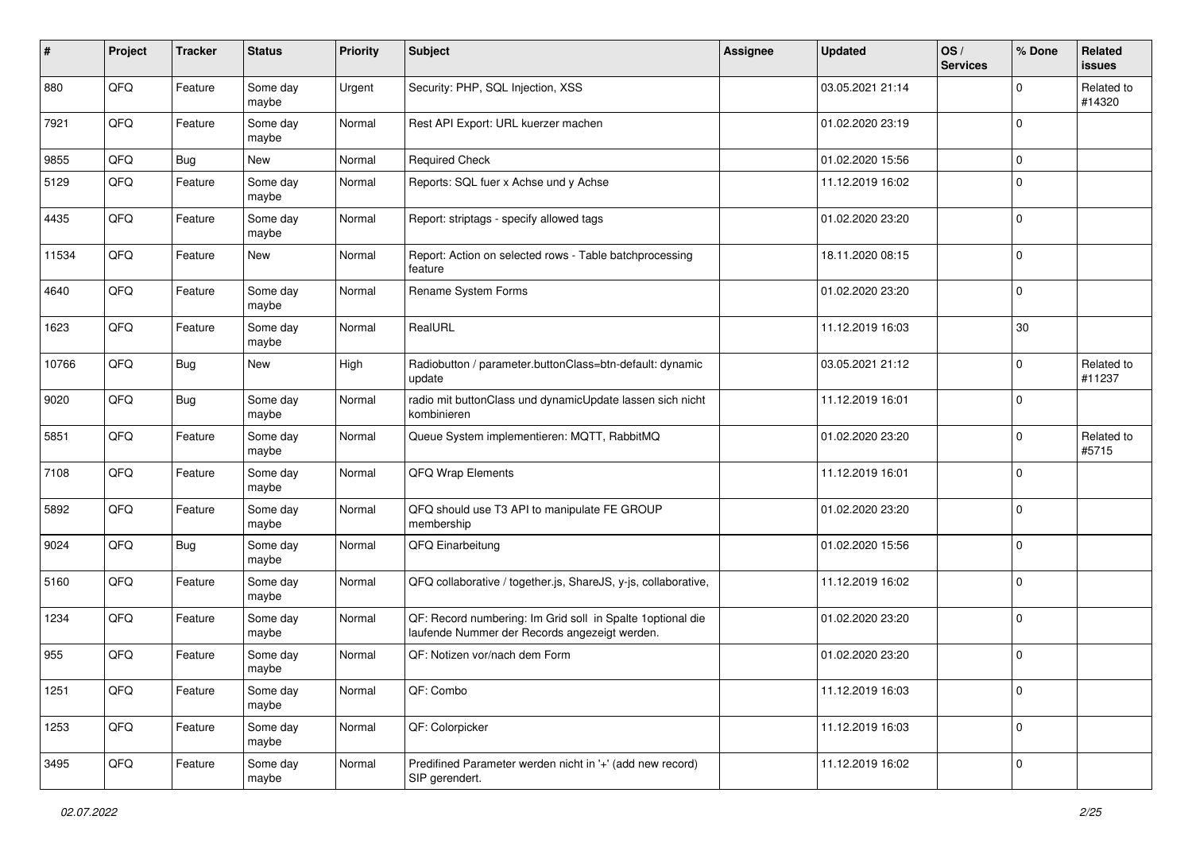| # | Project | Tracker | Status | Priority | Subject | Assignee | Updated | OS / Services | % Done | Related issues |
|---|---|---|---|---|---|---|---|---|---|---|
| 880 | QFQ | Feature | Some day maybe | Urgent | Security: PHP, SQL Injection, XSS | | 03.05.2021 21:14 | | 0 | Related to #14320 |
| 7921 | QFQ | Feature | Some day maybe | Normal | Rest API Export: URL kuerzer machen | | 01.02.2020 23:19 | | 0 | |
| 9855 | QFQ | Bug | New | Normal | Required Check | | 01.02.2020 15:56 | | 0 | |
| 5129 | QFQ | Feature | Some day maybe | Normal | Reports: SQL fuer x Achse und y Achse | | 11.12.2019 16:02 | | 0 | |
| 4435 | QFQ | Feature | Some day maybe | Normal | Report: striptags - specify allowed tags | | 01.02.2020 23:20 | | 0 | |
| 11534 | QFQ | Feature | New | Normal | Report: Action on selected rows - Table batchprocessing feature | | 18.11.2020 08:15 | | 0 | |
| 4640 | QFQ | Feature | Some day maybe | Normal | Rename System Forms | | 01.02.2020 23:20 | | 0 | |
| 1623 | QFQ | Feature | Some day maybe | Normal | RealURL | | 11.12.2019 16:03 | | 30 | |
| 10766 | QFQ | Bug | New | High | Radiobutton / parameter.buttonClass=btn-default: dynamic update | | 03.05.2021 21:12 | | 0 | Related to #11237 |
| 9020 | QFQ | Bug | Some day maybe | Normal | radio mit buttonClass und dynamicUpdate lassen sich nicht kombinieren | | 11.12.2019 16:01 | | 0 | |
| 5851 | QFQ | Feature | Some day maybe | Normal | Queue System implementieren: MQTT, RabbitMQ | | 01.02.2020 23:20 | | 0 | Related to #5715 |
| 7108 | QFQ | Feature | Some day maybe | Normal | QFQ Wrap Elements | | 11.12.2019 16:01 | | 0 | |
| 5892 | QFQ | Feature | Some day maybe | Normal | QFQ should use T3 API to manipulate FE GROUP membership | | 01.02.2020 23:20 | | 0 | |
| 9024 | QFQ | Bug | Some day maybe | Normal | QFQ Einarbeitung | | 01.02.2020 15:56 | | 0 | |
| 5160 | QFQ | Feature | Some day maybe | Normal | QFQ collaborative / together.js, ShareJS, y-js, collaborative, | | 11.12.2019 16:02 | | 0 | |
| 1234 | QFQ | Feature | Some day maybe | Normal | QF: Record numbering: Im Grid soll in Spalte 1optional die laufende Nummer der Records angezeigt werden. | | 01.02.2020 23:20 | | 0 | |
| 955 | QFQ | Feature | Some day maybe | Normal | QF: Notizen vor/nach dem Form | | 01.02.2020 23:20 | | 0 | |
| 1251 | QFQ | Feature | Some day maybe | Normal | QF: Combo | | 11.12.2019 16:03 | | 0 | |
| 1253 | QFQ | Feature | Some day maybe | Normal | QF: Colorpicker | | 11.12.2019 16:03 | | 0 | |
| 3495 | QFQ | Feature | Some day maybe | Normal | Predifined Parameter werden nicht in '+' (add new record) SIP gerendert. | | 11.12.2019 16:02 | | 0 | |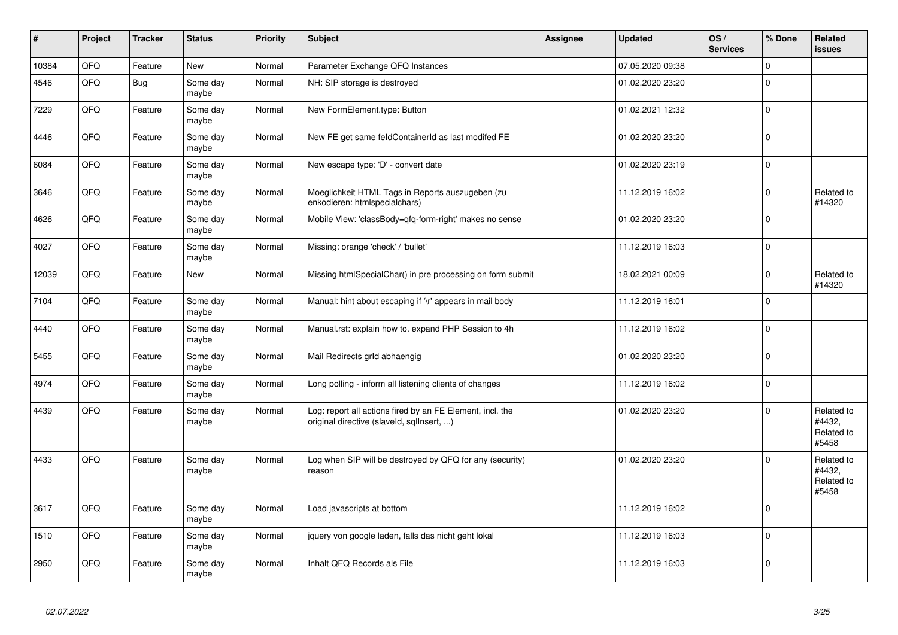| # | Project | Tracker | Status | Priority | Subject | Assignee | Updated | OS / Services | % Done | Related issues |
|---|---|---|---|---|---|---|---|---|---|---|
| 10384 | QFQ | Feature | New | Normal | Parameter Exchange QFQ Instances | | 07.05.2020 09:38 | | 0 | |
| 4546 | QFQ | Bug | Some day maybe | Normal | NH: SIP storage is destroyed | | 01.02.2020 23:20 | | 0 | |
| 7229 | QFQ | Feature | Some day maybe | Normal | New FormElement.type: Button | | 01.02.2021 12:32 | | 0 | |
| 4446 | QFQ | Feature | Some day maybe | Normal | New FE get same feldContainerId as last modifed FE | | 01.02.2020 23:20 | | 0 | |
| 6084 | QFQ | Feature | Some day maybe | Normal | New escape type: 'D' - convert date | | 01.02.2020 23:19 | | 0 | |
| 3646 | QFQ | Feature | Some day maybe | Normal | Moeglichkeit HTML Tags in Reports auszugeben (zu enkodieren: htmlspecialchars) | | 11.12.2019 16:02 | | 0 | Related to #14320 |
| 4626 | QFQ | Feature | Some day maybe | Normal | Mobile View: 'classBody=qfq-form-right' makes no sense | | 01.02.2020 23:20 | | 0 | |
| 4027 | QFQ | Feature | Some day maybe | Normal | Missing: orange 'check' / 'bullet' | | 11.12.2019 16:03 | | 0 | |
| 12039 | QFQ | Feature | New | Normal | Missing htmlSpecialChar() in pre processing on form submit | | 18.02.2021 00:09 | | 0 | Related to #14320 |
| 7104 | QFQ | Feature | Some day maybe | Normal | Manual: hint about escaping if '\r' appears in mail body | | 11.12.2019 16:01 | | 0 | |
| 4440 | QFQ | Feature | Some day maybe | Normal | Manual.rst: explain how to. expand PHP Session to 4h | | 11.12.2019 16:02 | | 0 | |
| 5455 | QFQ | Feature | Some day maybe | Normal | Mail Redirects grId abhaengig | | 01.02.2020 23:20 | | 0 | |
| 4974 | QFQ | Feature | Some day maybe | Normal | Long polling - inform all listening clients of changes | | 11.12.2019 16:02 | | 0 | |
| 4439 | QFQ | Feature | Some day maybe | Normal | Log: report all actions fired by an FE Element, incl. the original directive (slaveId, sqlInsert, ...) | | 01.02.2020 23:20 | | 0 | Related to #4432, Related to #5458 |
| 4433 | QFQ | Feature | Some day maybe | Normal | Log when SIP will be destroyed by QFQ for any (security) reason | | 01.02.2020 23:20 | | 0 | Related to #4432, Related to #5458 |
| 3617 | QFQ | Feature | Some day maybe | Normal | Load javascripts at bottom | | 11.12.2019 16:02 | | 0 | |
| 1510 | QFQ | Feature | Some day maybe | Normal | jquery von google laden, falls das nicht geht lokal | | 11.12.2019 16:03 | | 0 | |
| 2950 | QFQ | Feature | Some day maybe | Normal | Inhalt QFQ Records als File | | 11.12.2019 16:03 | | 0 | |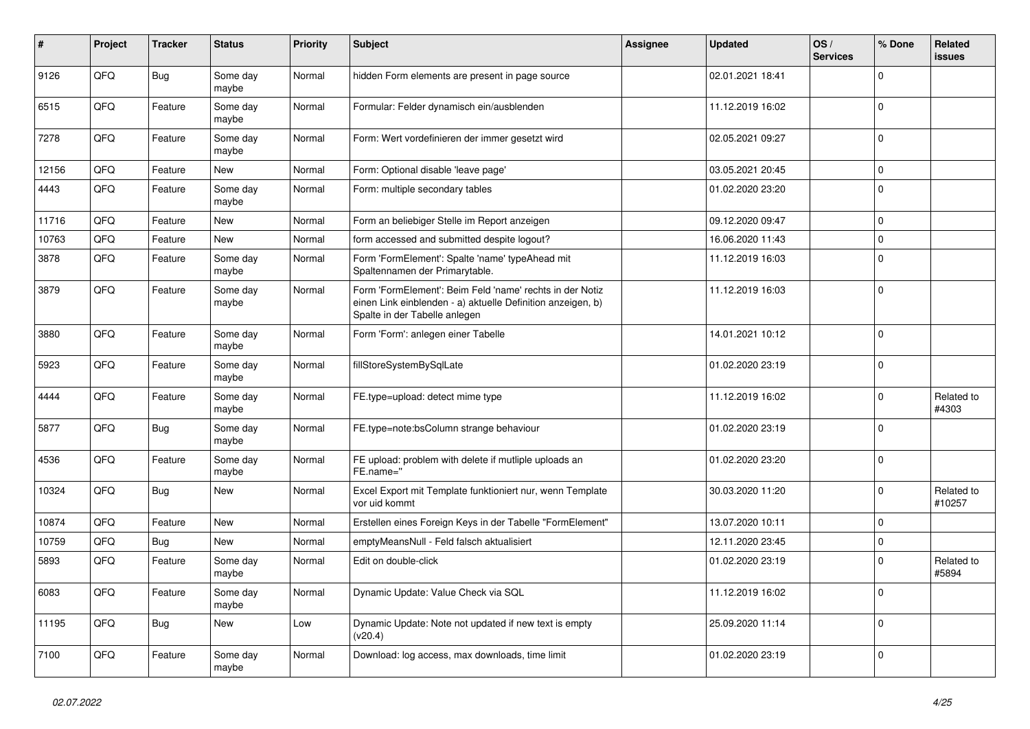| # | Project | Tracker | Status | Priority | Subject | Assignee | Updated | OS / Services | % Done | Related issues |
|---|---|---|---|---|---|---|---|---|---|---|
| 9126 | QFQ | Bug | Some day maybe | Normal | hidden Form elements are present in page source | | 02.01.2021 18:41 | | 0 | |
| 6515 | QFQ | Feature | Some day maybe | Normal | Formular: Felder dynamisch ein/ausblenden | | 11.12.2019 16:02 | | 0 | |
| 7278 | QFQ | Feature | Some day maybe | Normal | Form: Wert vordefinieren der immer gesetzt wird | | 02.05.2021 09:27 | | 0 | |
| 12156 | QFQ | Feature | New | Normal | Form: Optional disable 'leave page' | | 03.05.2021 20:45 | | 0 | |
| 4443 | QFQ | Feature | Some day maybe | Normal | Form: multiple secondary tables | | 01.02.2020 23:20 | | 0 | |
| 11716 | QFQ | Feature | New | Normal | Form an beliebiger Stelle im Report anzeigen | | 09.12.2020 09:47 | | 0 | |
| 10763 | QFQ | Feature | New | Normal | form accessed and submitted despite logout? | | 16.06.2020 11:43 | | 0 | |
| 3878 | QFQ | Feature | Some day maybe | Normal | Form 'FormElement': Spalte 'name' typeAhead mit Spaltennamen der Primarytable. | | 11.12.2019 16:03 | | 0 | |
| 3879 | QFQ | Feature | Some day maybe | Normal | Form 'FormElement': Beim Feld 'name' rechts in der Notiz einen Link einblenden - a) aktuelle Definition anzeigen, b) Spalte in der Tabelle anlegen | | 11.12.2019 16:03 | | 0 | |
| 3880 | QFQ | Feature | Some day maybe | Normal | Form 'Form': anlegen einer Tabelle | | 14.01.2021 10:12 | | 0 | |
| 5923 | QFQ | Feature | Some day maybe | Normal | fillStoreSystemBySqlLate | | 01.02.2020 23:19 | | 0 | |
| 4444 | QFQ | Feature | Some day maybe | Normal | FE.type=upload: detect mime type | | 11.12.2019 16:02 | | 0 | Related to #4303 |
| 5877 | QFQ | Bug | Some day maybe | Normal | FE.type=note:bsColumn strange behaviour | | 01.02.2020 23:19 | | 0 | |
| 4536 | QFQ | Feature | Some day maybe | Normal | FE upload: problem with delete if mutliple uploads an FE.name='' | | 01.02.2020 23:20 | | 0 | |
| 10324 | QFQ | Bug | New | Normal | Excel Export mit Template funktioniert nur, wenn Template vor uid kommt | | 30.03.2020 11:20 | | 0 | Related to #10257 |
| 10874 | QFQ | Feature | New | Normal | Erstellen eines Foreign Keys in der Tabelle "FormElement" | | 13.07.2020 10:11 | | 0 | |
| 10759 | QFQ | Bug | New | Normal | emptyMeansNull - Feld falsch aktualisiert | | 12.11.2020 23:45 | | 0 | |
| 5893 | QFQ | Feature | Some day maybe | Normal | Edit on double-click | | 01.02.2020 23:19 | | 0 | Related to #5894 |
| 6083 | QFQ | Feature | Some day maybe | Normal | Dynamic Update: Value Check via SQL | | 11.12.2019 16:02 | | 0 | |
| 11195 | QFQ | Bug | New | Low | Dynamic Update: Note not updated if new text is empty (v20.4) | | 25.09.2020 11:14 | | 0 | |
| 7100 | QFQ | Feature | Some day maybe | Normal | Download: log access, max downloads, time limit | | 01.02.2020 23:19 | | 0 | |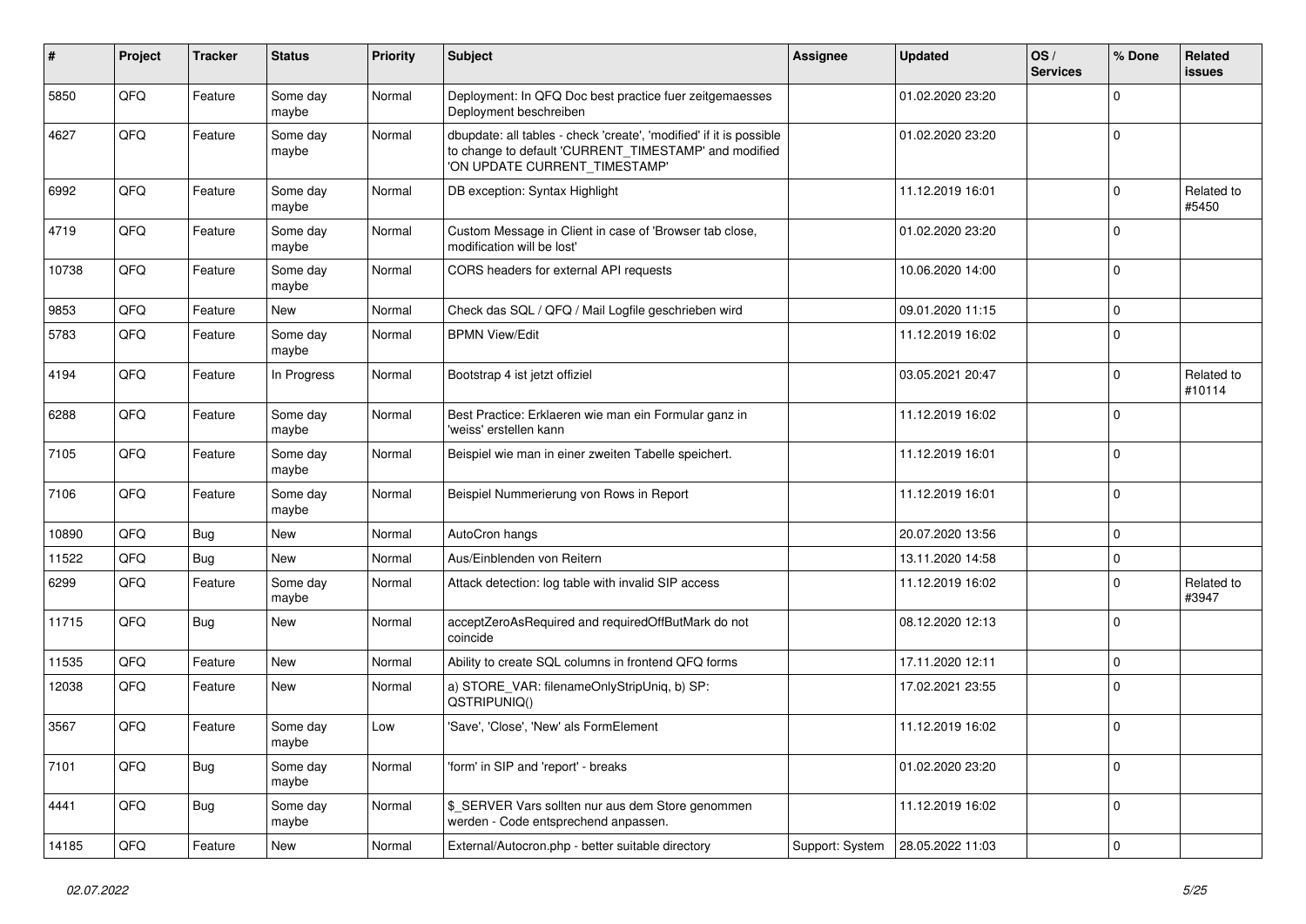| # | Project | Tracker | Status | Priority | Subject | Assignee | Updated | OS / Services | % Done | Related issues |
|---|---|---|---|---|---|---|---|---|---|---|
| 5850 | QFQ | Feature | Some day maybe | Normal | Deployment: In QFQ Doc best practice fuer zeitgemaesses Deployment beschreiben | | 01.02.2020 23:20 | | 0 | |
| 4627 | QFQ | Feature | Some day maybe | Normal | dbupdate: all tables - check 'create', 'modified' if it is possible to change to default 'CURRENT_TIMESTAMP' and modified 'ON UPDATE CURRENT_TIMESTAMP' | | 01.02.2020 23:20 | | 0 | |
| 6992 | QFQ | Feature | Some day maybe | Normal | DB exception: Syntax Highlight | | 11.12.2019 16:01 | | 0 | Related to #5450 |
| 4719 | QFQ | Feature | Some day maybe | Normal | Custom Message in Client in case of 'Browser tab close, modification will be lost' | | 01.02.2020 23:20 | | 0 | |
| 10738 | QFQ | Feature | Some day maybe | Normal | CORS headers for external API requests | | 10.06.2020 14:00 | | 0 | |
| 9853 | QFQ | Feature | New | Normal | Check das SQL / QFQ / Mail Logfile geschrieben wird | | 09.01.2020 11:15 | | 0 | |
| 5783 | QFQ | Feature | Some day maybe | Normal | BPMN View/Edit | | 11.12.2019 16:02 | | 0 | |
| 4194 | QFQ | Feature | In Progress | Normal | Bootstrap 4 ist jetzt offiziel | | 03.05.2021 20:47 | | 0 | Related to #10114 |
| 6288 | QFQ | Feature | Some day maybe | Normal | Best Practice: Erklaeren wie man ein Formular ganz in 'weiss' erstellen kann | | 11.12.2019 16:02 | | 0 | |
| 7105 | QFQ | Feature | Some day maybe | Normal | Beispiel wie man in einer zweiten Tabelle speichert. | | 11.12.2019 16:01 | | 0 | |
| 7106 | QFQ | Feature | Some day maybe | Normal | Beispiel Nummerierung von Rows in Report | | 11.12.2019 16:01 | | 0 | |
| 10890 | QFQ | Bug | New | Normal | AutoCron hangs | | 20.07.2020 13:56 | | 0 | |
| 11522 | QFQ | Bug | New | Normal | Aus/Einblenden von Reitern | | 13.11.2020 14:58 | | 0 | |
| 6299 | QFQ | Feature | Some day maybe | Normal | Attack detection: log table with invalid SIP access | | 11.12.2019 16:02 | | 0 | Related to #3947 |
| 11715 | QFQ | Bug | New | Normal | acceptZeroAsRequired and requiredOffButMark do not coincide | | 08.12.2020 12:13 | | 0 | |
| 11535 | QFQ | Feature | New | Normal | Ability to create SQL columns in frontend QFQ forms | | 17.11.2020 12:11 | | 0 | |
| 12038 | QFQ | Feature | New | Normal | a) STORE_VAR: filenameOnlyStripUniq, b) SP: QSTRIPUNIQ() | | 17.02.2021 23:55 | | 0 | |
| 3567 | QFQ | Feature | Some day maybe | Low | 'Save', 'Close', 'New' als FormElement | | 11.12.2019 16:02 | | 0 | |
| 7101 | QFQ | Bug | Some day maybe | Normal | 'form' in SIP and 'report' - breaks | | 01.02.2020 23:20 | | 0 | |
| 4441 | QFQ | Bug | Some day maybe | Normal | $_SERVER Vars sollten nur aus dem Store genommen werden - Code entsprechend anpassen. | | 11.12.2019 16:02 | | 0 | |
| 14185 | QFQ | Feature | New | Normal | External/Autocron.php - better suitable directory | Support: System | 28.05.2022 11:03 | | 0 | |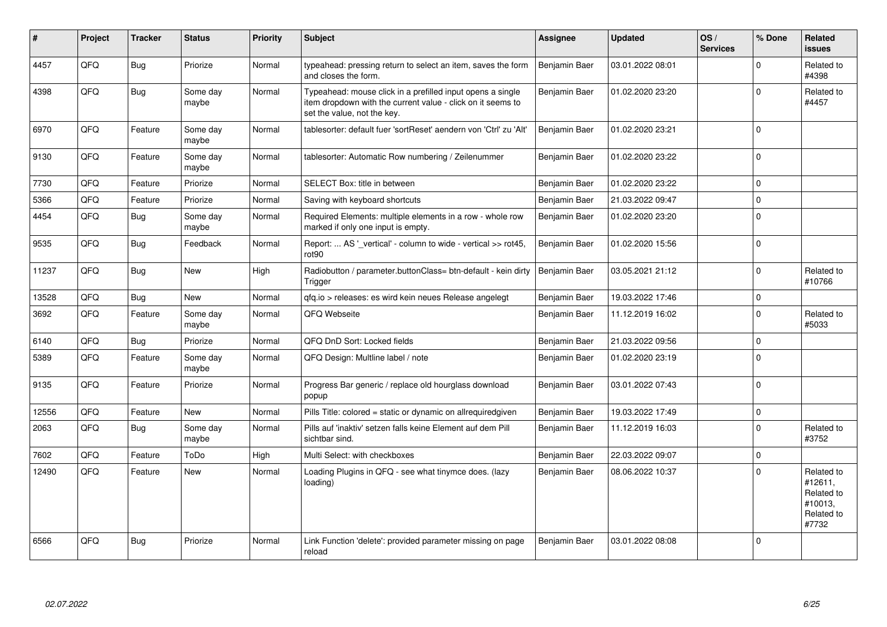| # | Project | Tracker | Status | Priority | Subject | Assignee | Updated | OS / Services | % Done | Related issues |
|---|---|---|---|---|---|---|---|---|---|---|
| 4457 | QFQ | Bug | Priorize | Normal | typeahead: pressing return to select an item, saves the form and closes the form. | Benjamin Baer | 03.01.2022 08:01 | | 0 | Related to #4398 |
| 4398 | QFQ | Bug | Some day maybe | Normal | Typeahead: mouse click in a prefilled input opens a single item dropdown with the current value - click on it seems to set the value, not the key. | Benjamin Baer | 01.02.2020 23:20 | | 0 | Related to #4457 |
| 6970 | QFQ | Feature | Some day maybe | Normal | tablesorter: default fuer 'sortReset' aendern von 'Ctrl' zu 'Alt' | Benjamin Baer | 01.02.2020 23:21 | | 0 | |
| 9130 | QFQ | Feature | Some day maybe | Normal | tablesorter: Automatic Row numbering / Zeilenummer | Benjamin Baer | 01.02.2020 23:22 | | 0 | |
| 7730 | QFQ | Feature | Priorize | Normal | SELECT Box: title in between | Benjamin Baer | 01.02.2020 23:22 | | 0 | |
| 5366 | QFQ | Feature | Priorize | Normal | Saving with keyboard shortcuts | Benjamin Baer | 21.03.2022 09:47 | | 0 | |
| 4454 | QFQ | Bug | Some day maybe | Normal | Required Elements: multiple elements in a row - whole row marked if only one input is empty. | Benjamin Baer | 01.02.2020 23:20 | | 0 | |
| 9535 | QFQ | Bug | Feedback | Normal | Report: ... AS '_vertical' - column to wide - vertical >> rot45, rot90 | Benjamin Baer | 01.02.2020 15:56 | | 0 | |
| 11237 | QFQ | Bug | New | High | Radiobutton / parameter.buttonClass= btn-default - kein dirty Trigger | Benjamin Baer | 03.05.2021 21:12 | | 0 | Related to #10766 |
| 13528 | QFQ | Bug | New | Normal | qfq.io > releases: es wird kein neues Release angelegt | Benjamin Baer | 19.03.2022 17:46 | | 0 | |
| 3692 | QFQ | Feature | Some day maybe | Normal | QFQ Webseite | Benjamin Baer | 11.12.2019 16:02 | | 0 | Related to #5033 |
| 6140 | QFQ | Bug | Priorize | Normal | QFQ DnD Sort: Locked fields | Benjamin Baer | 21.03.2022 09:56 | | 0 | |
| 5389 | QFQ | Feature | Some day maybe | Normal | QFQ Design: Multline label / note | Benjamin Baer | 01.02.2020 23:19 | | 0 | |
| 9135 | QFQ | Feature | Priorize | Normal | Progress Bar generic / replace old hourglass download popup | Benjamin Baer | 03.01.2022 07:43 | | 0 | |
| 12556 | QFQ | Feature | New | Normal | Pills Title: colored = static or dynamic on allrequiredgiven | Benjamin Baer | 19.03.2022 17:49 | | 0 | |
| 2063 | QFQ | Bug | Some day maybe | Normal | Pills auf 'inaktiv' setzen falls keine Element auf dem Pill sichtbar sind. | Benjamin Baer | 11.12.2019 16:03 | | 0 | Related to #3752 |
| 7602 | QFQ | Feature | ToDo | High | Multi Select: with checkboxes | Benjamin Baer | 22.03.2022 09:07 | | 0 | |
| 12490 | QFQ | Feature | New | Normal | Loading Plugins in QFQ - see what tinymce does. (lazy loading) | Benjamin Baer | 08.06.2022 10:37 | | 0 | Related to #12611, Related to #10013, Related to #7732 |
| 6566 | QFQ | Bug | Priorize | Normal | Link Function 'delete': provided parameter missing on page reload | Benjamin Baer | 03.01.2022 08:08 | | 0 | |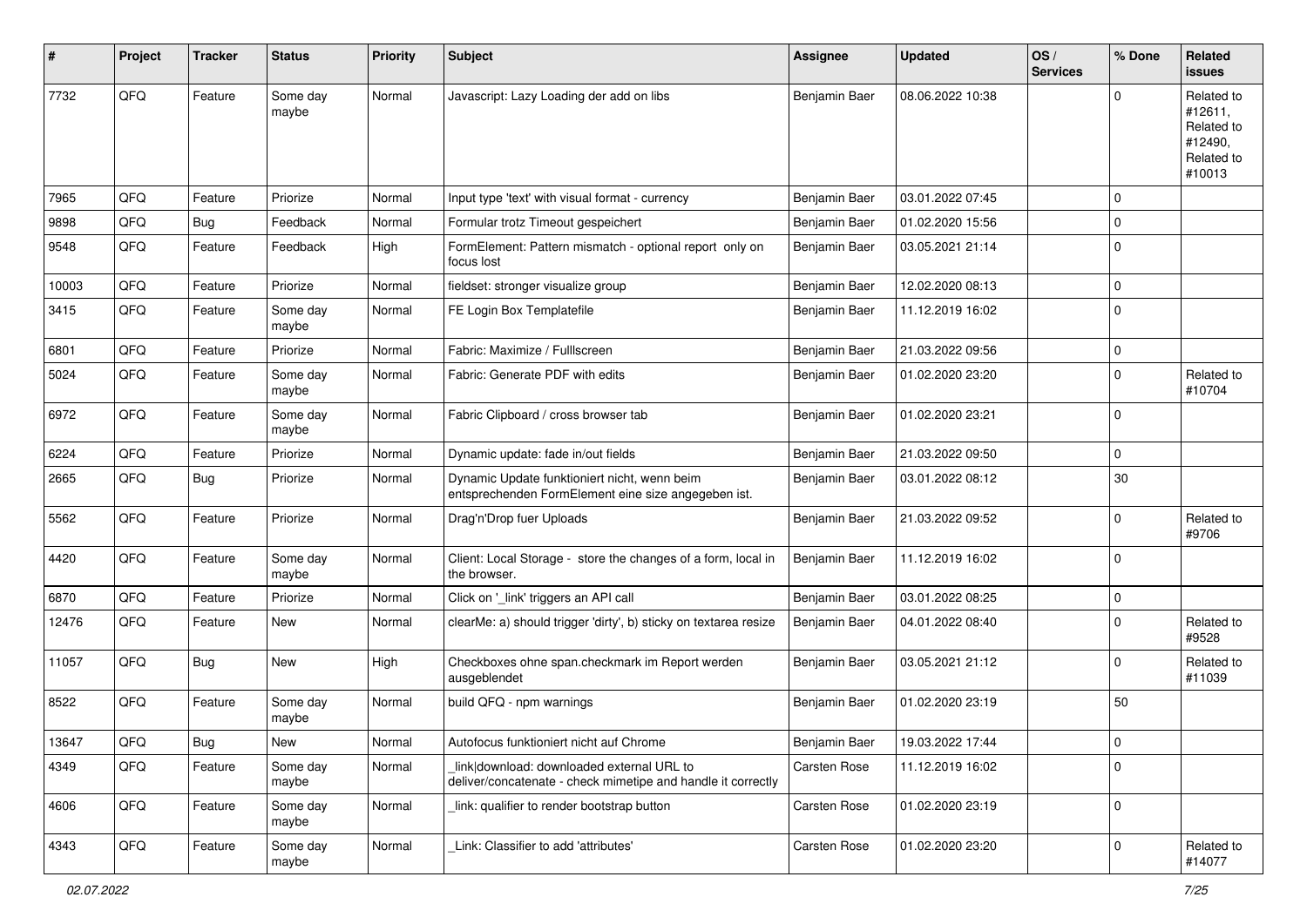| # | Project | Tracker | Status | Priority | Subject | Assignee | Updated | OS / Services | % Done | Related issues |
|---|---|---|---|---|---|---|---|---|---|---|
| 7732 | QFQ | Feature | Some day maybe | Normal | Javascript: Lazy Loading der add on libs | Benjamin Baer | 08.06.2022 10:38 | | 0 | Related to #12611, Related to #12490, Related to #10013 |
| 7965 | QFQ | Feature | Priorize | Normal | Input type 'text' with visual format - currency | Benjamin Baer | 03.01.2022 07:45 | | 0 | |
| 9898 | QFQ | Bug | Feedback | Normal | Formular trotz Timeout gespeichert | Benjamin Baer | 01.02.2020 15:56 | | 0 | |
| 9548 | QFQ | Feature | Feedback | High | FormElement: Pattern mismatch - optional report only on focus lost | Benjamin Baer | 03.05.2021 21:14 | | 0 | |
| 10003 | QFQ | Feature | Priorize | Normal | fieldset: stronger visualize group | Benjamin Baer | 12.02.2020 08:13 | | 0 | |
| 3415 | QFQ | Feature | Some day maybe | Normal | FE Login Box Templatefile | Benjamin Baer | 11.12.2019 16:02 | | 0 | |
| 6801 | QFQ | Feature | Priorize | Normal | Fabric: Maximize / Fulllscreen | Benjamin Baer | 21.03.2022 09:56 | | 0 | |
| 5024 | QFQ | Feature | Some day maybe | Normal | Fabric: Generate PDF with edits | Benjamin Baer | 01.02.2020 23:20 | | 0 | Related to #10704 |
| 6972 | QFQ | Feature | Some day maybe | Normal | Fabric Clipboard / cross browser tab | Benjamin Baer | 01.02.2020 23:21 | | 0 | |
| 6224 | QFQ | Feature | Priorize | Normal | Dynamic update: fade in/out fields | Benjamin Baer | 21.03.2022 09:50 | | 0 | |
| 2665 | QFQ | Bug | Priorize | Normal | Dynamic Update funktioniert nicht, wenn beim entsprechenden FormElement eine size angegeben ist. | Benjamin Baer | 03.01.2022 08:12 | | 30 | |
| 5562 | QFQ | Feature | Priorize | Normal | Drag'n'Drop fuer Uploads | Benjamin Baer | 21.03.2022 09:52 | | 0 | Related to #9706 |
| 4420 | QFQ | Feature | Some day maybe | Normal | Client: Local Storage - store the changes of a form, local in the browser. | Benjamin Baer | 11.12.2019 16:02 | | 0 | |
| 6870 | QFQ | Feature | Priorize | Normal | Click on '_link' triggers an API call | Benjamin Baer | 03.01.2022 08:25 | | 0 | |
| 12476 | QFQ | Feature | New | Normal | clearMe: a) should trigger 'dirty', b) sticky on textarea resize | Benjamin Baer | 04.01.2022 08:40 | | 0 | Related to #9528 |
| 11057 | QFQ | Bug | New | High | Checkboxes ohne span.checkmark im Report werden ausgeblendet | Benjamin Baer | 03.05.2021 21:12 | | 0 | Related to #11039 |
| 8522 | QFQ | Feature | Some day maybe | Normal | build QFQ - npm warnings | Benjamin Baer | 01.02.2020 23:19 | | 50 | |
| 13647 | QFQ | Bug | New | Normal | Autofocus funktioniert nicht auf Chrome | Benjamin Baer | 19.03.2022 17:44 | | 0 | |
| 4349 | QFQ | Feature | Some day maybe | Normal | _link\|download: downloaded external URL to deliver/concatenate - check mimetipe and handle it correctly | Carsten Rose | 11.12.2019 16:02 | | 0 | |
| 4606 | QFQ | Feature | Some day maybe | Normal | _link: qualifier to render bootstrap button | Carsten Rose | 01.02.2020 23:19 | | 0 | |
| 4343 | QFQ | Feature | Some day maybe | Normal | _Link: Classifier to add 'attributes' | Carsten Rose | 01.02.2020 23:20 | | 0 | Related to #14077 |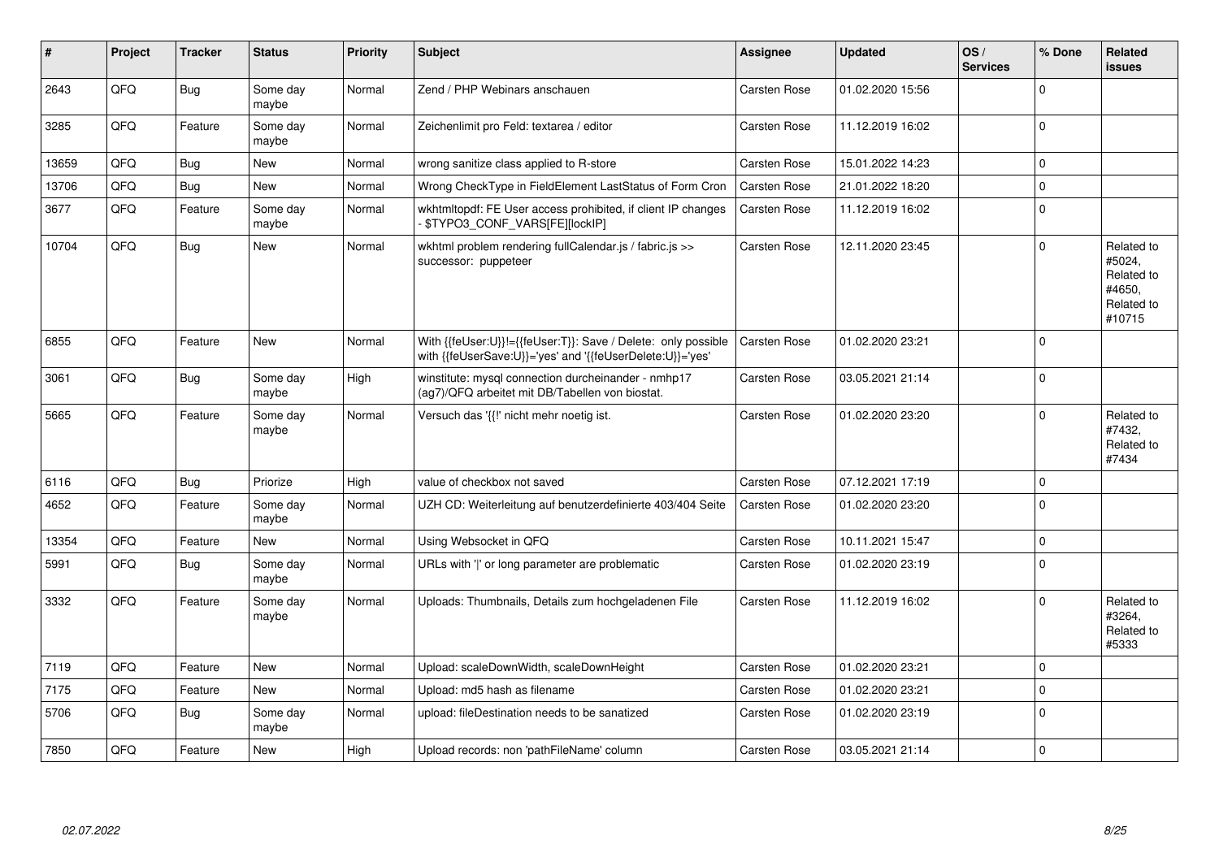| # | Project | Tracker | Status | Priority | Subject | Assignee | Updated | OS / Services | % Done | Related issues |
|---|---|---|---|---|---|---|---|---|---|---|
| 2643 | QFQ | Bug | Some day maybe | Normal | Zend / PHP Webinars anschauen | Carsten Rose | 01.02.2020 15:56 | | 0 | |
| 3285 | QFQ | Feature | Some day maybe | Normal | Zeichenlimit pro Feld: textarea / editor | Carsten Rose | 11.12.2019 16:02 | | 0 | |
| 13659 | QFQ | Bug | New | Normal | wrong sanitize class applied to R-store | Carsten Rose | 15.01.2022 14:23 | | 0 | |
| 13706 | QFQ | Bug | New | Normal | Wrong CheckType in FieldElement LastStatus of Form Cron | Carsten Rose | 21.01.2022 18:20 | | 0 | |
| 3677 | QFQ | Feature | Some day maybe | Normal | wkhtmltopdf: FE User access prohibited, if client IP changes - $TYPO3_CONF_VARS[FE][lockIP] | Carsten Rose | 11.12.2019 16:02 | | 0 | |
| 10704 | QFQ | Bug | New | Normal | wkhtml problem rendering fullCalendar.js / fabric.js >> successor: puppeteer | Carsten Rose | 12.11.2020 23:45 | | 0 | Related to #5024, Related to #4650, Related to #10715 |
| 6855 | QFQ | Feature | New | Normal | With {{feUser:U}}!={{feUser:T}}: Save / Delete: only possible with {{feUserSave:U}}='yes' and '{{feUserDelete:U}}='yes' | Carsten Rose | 01.02.2020 23:21 | | 0 | |
| 3061 | QFQ | Bug | Some day maybe | High | winstitute: mysql connection durcheinander - nmhp17 (ag7)/QFQ arbeitet mit DB/Tabellen von biostat. | Carsten Rose | 03.05.2021 21:14 | | 0 | |
| 5665 | QFQ | Feature | Some day maybe | Normal | Versuch das '{{!' nicht mehr noetig ist. | Carsten Rose | 01.02.2020 23:20 | | 0 | Related to #7432, Related to #7434 |
| 6116 | QFQ | Bug | Priorize | High | value of checkbox not saved | Carsten Rose | 07.12.2021 17:19 | | 0 | |
| 4652 | QFQ | Feature | Some day maybe | Normal | UZH CD: Weiterleitung auf benutzerdefinierte 403/404 Seite | Carsten Rose | 01.02.2020 23:20 | | 0 | |
| 13354 | QFQ | Feature | New | Normal | Using Websocket in QFQ | Carsten Rose | 10.11.2021 15:47 | | 0 | |
| 5991 | QFQ | Bug | Some day maybe | Normal | URLs with ' ' or long parameter are problematic | Carsten Rose | 01.02.2020 23:19 | | 0 | |
| 3332 | QFQ | Feature | Some day maybe | Normal | Uploads: Thumbnails, Details zum hochgeladenen File | Carsten Rose | 11.12.2019 16:02 | | 0 | Related to #3264, Related to #5333 |
| 7119 | QFQ | Feature | New | Normal | Upload: scaleDownWidth, scaleDownHeight | Carsten Rose | 01.02.2020 23:21 | | 0 | |
| 7175 | QFQ | Feature | New | Normal | Upload: md5 hash as filename | Carsten Rose | 01.02.2020 23:21 | | 0 | |
| 5706 | QFQ | Bug | Some day maybe | Normal | upload: fileDestination needs to be sanatized | Carsten Rose | 01.02.2020 23:19 | | 0 | |
| 7850 | QFQ | Feature | New | High | Upload records: non 'pathFileName' column | Carsten Rose | 03.05.2021 21:14 | | 0 | |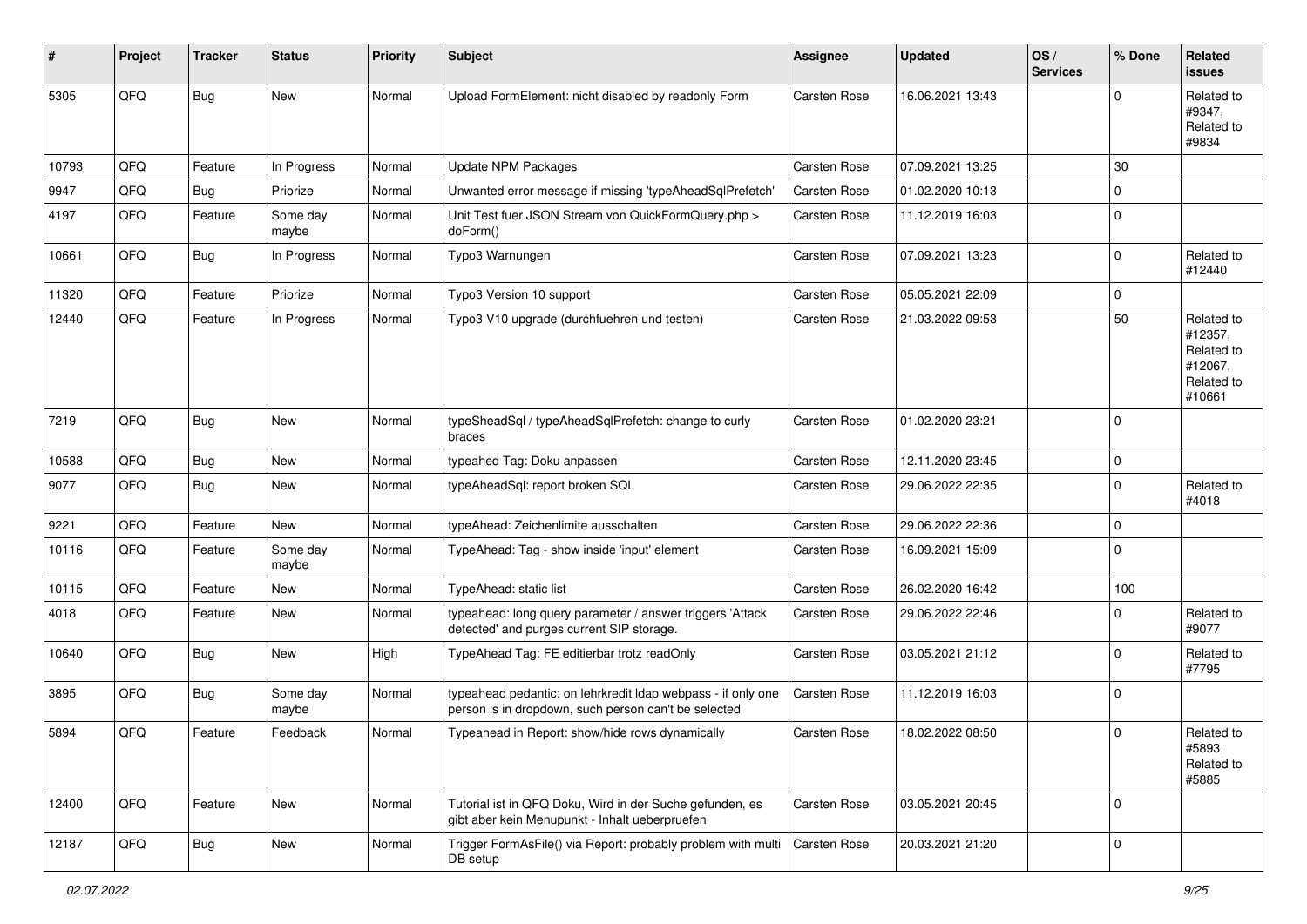| # | Project | Tracker | Status | Priority | Subject | Assignee | Updated | OS / Services | % Done | Related issues |
|---|---|---|---|---|---|---|---|---|---|---|
| 5305 | QFQ | Bug | New | Normal | Upload FormElement: nicht disabled by readonly Form | Carsten Rose | 16.06.2021 13:43 | | 0 | Related to #9347, Related to #9834 |
| 10793 | QFQ | Feature | In Progress | Normal | Update NPM Packages | Carsten Rose | 07.09.2021 13:25 | | 30 | |
| 9947 | QFQ | Bug | Priorize | Normal | Unwanted error message if missing 'typeAheadSqlPrefetch' | Carsten Rose | 01.02.2020 10:13 | | 0 | |
| 4197 | QFQ | Feature | Some day maybe | Normal | Unit Test fuer JSON Stream von QuickFormQuery.php > doForm() | Carsten Rose | 11.12.2019 16:03 | | 0 | |
| 10661 | QFQ | Bug | In Progress | Normal | Typo3 Warnungen | Carsten Rose | 07.09.2021 13:23 | | 0 | Related to #12440 |
| 11320 | QFQ | Feature | Priorize | Normal | Typo3 Version 10 support | Carsten Rose | 05.05.2021 22:09 | | 0 | |
| 12440 | QFQ | Feature | In Progress | Normal | Typo3 V10 upgrade (durchfuehren und testen) | Carsten Rose | 21.03.2022 09:53 | | 50 | Related to #12357, Related to #12067, Related to #10661 |
| 7219 | QFQ | Bug | New | Normal | typeSheadSql / typeAheadSqlPrefetch: change to curly braces | Carsten Rose | 01.02.2020 23:21 | | 0 | |
| 10588 | QFQ | Bug | New | Normal | typeahed Tag: Doku anpassen | Carsten Rose | 12.11.2020 23:45 | | 0 | |
| 9077 | QFQ | Bug | New | Normal | typeAheadSql: report broken SQL | Carsten Rose | 29.06.2022 22:35 | | 0 | Related to #4018 |
| 9221 | QFQ | Feature | New | Normal | typeAhead: Zeichenlimite ausschalten | Carsten Rose | 29.06.2022 22:36 | | 0 | |
| 10116 | QFQ | Feature | Some day maybe | Normal | TypeAhead: Tag - show inside 'input' element | Carsten Rose | 16.09.2021 15:09 | | 0 | |
| 10115 | QFQ | Feature | New | Normal | TypeAhead: static list | Carsten Rose | 26.02.2020 16:42 | | 100 | |
| 4018 | QFQ | Feature | New | Normal | typeahead: long query parameter / answer triggers 'Attack detected' and purges current SIP storage. | Carsten Rose | 29.06.2022 22:46 | | 0 | Related to #9077 |
| 10640 | QFQ | Bug | New | High | TypeAhead Tag: FE editierbar trotz readOnly | Carsten Rose | 03.05.2021 21:12 | | 0 | Related to #7795 |
| 3895 | QFQ | Bug | Some day maybe | Normal | typeahead pedantic: on lehrkredit ldap webpass - if only one person is in dropdown, such person can't be selected | Carsten Rose | 11.12.2019 16:03 | | 0 | |
| 5894 | QFQ | Feature | Feedback | Normal | Typeahead in Report: show/hide rows dynamically | Carsten Rose | 18.02.2022 08:50 | | 0 | Related to #5893, Related to #5885 |
| 12400 | QFQ | Feature | New | Normal | Tutorial ist in QFQ Doku, Wird in der Suche gefunden, es gibt aber kein Menupunkt - Inhalt ueberpruefen | Carsten Rose | 03.05.2021 20:45 | | 0 | |
| 12187 | QFQ | Bug | New | Normal | Trigger FormAsFile() via Report: probably problem with multi DB setup | Carsten Rose | 20.03.2021 21:20 | | 0 | |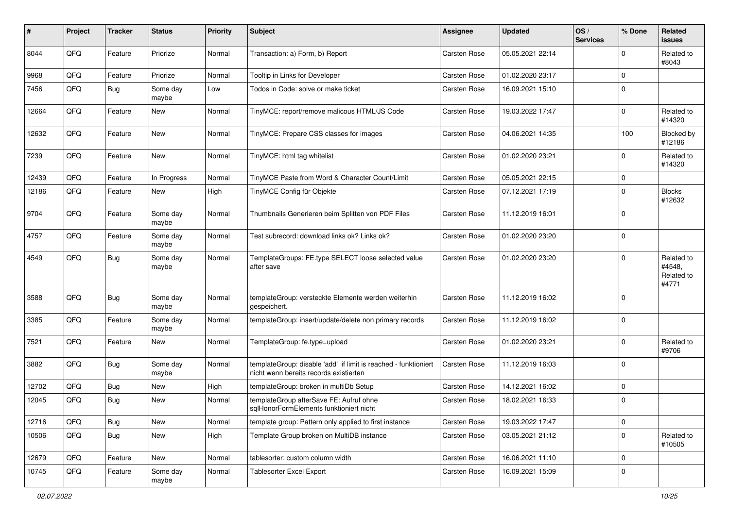| # | Project | Tracker | Status | Priority | Subject | Assignee | Updated | OS / Services | % Done | Related issues |
|---|---|---|---|---|---|---|---|---|---|---|
| 8044 | QFQ | Feature | Priorize | Normal | Transaction: a) Form, b) Report | Carsten Rose | 05.05.2021 22:14 | | 0 | Related to #8043 |
| 9968 | QFQ | Feature | Priorize | Normal | Tooltip in Links for Developer | Carsten Rose | 01.02.2020 23:17 | | 0 | |
| 7456 | QFQ | Bug | Some day maybe | Low | Todos in Code: solve or make ticket | Carsten Rose | 16.09.2021 15:10 | | 0 | |
| 12664 | QFQ | Feature | New | Normal | TinyMCE: report/remove malicous HTML/JS Code | Carsten Rose | 19.03.2022 17:47 | | 0 | Related to #14320 |
| 12632 | QFQ | Feature | New | Normal | TinyMCE: Prepare CSS classes for images | Carsten Rose | 04.06.2021 14:35 | | 100 | Blocked by #12186 |
| 7239 | QFQ | Feature | New | Normal | TinyMCE: html tag whitelist | Carsten Rose | 01.02.2020 23:21 | | 0 | Related to #14320 |
| 12439 | QFQ | Feature | In Progress | Normal | TinyMCE Paste from Word & Character Count/Limit | Carsten Rose | 05.05.2021 22:15 | | 0 | |
| 12186 | QFQ | Feature | New | High | TinyMCE Config für Objekte | Carsten Rose | 07.12.2021 17:19 | | 0 | Blocks #12632 |
| 9704 | QFQ | Feature | Some day maybe | Normal | Thumbnails Generieren beim Splitten von PDF Files | Carsten Rose | 11.12.2019 16:01 | | 0 | |
| 4757 | QFQ | Feature | Some day maybe | Normal | Test subrecord: download links ok? Links ok? | Carsten Rose | 01.02.2020 23:20 | | 0 | |
| 4549 | QFQ | Bug | Some day maybe | Normal | TemplateGroups: FE.type SELECT loose selected value after save | Carsten Rose | 01.02.2020 23:20 | | 0 | Related to #4548, Related to #4771 |
| 3588 | QFQ | Bug | Some day maybe | Normal | templateGroup: versteckte Elemente werden weiterhin gespeichert. | Carsten Rose | 11.12.2019 16:02 | | 0 | |
| 3385 | QFQ | Feature | Some day maybe | Normal | templateGroup: insert/update/delete non primary records | Carsten Rose | 11.12.2019 16:02 | | 0 | |
| 7521 | QFQ | Feature | New | Normal | TemplateGroup: fe.type=upload | Carsten Rose | 01.02.2020 23:21 | | 0 | Related to #9706 |
| 3882 | QFQ | Bug | Some day maybe | Normal | templateGroup: disable 'add' if limit is reached - funktioniert nicht wenn bereits records existierten | Carsten Rose | 11.12.2019 16:03 | | 0 | |
| 12702 | QFQ | Bug | New | High | templateGroup: broken in multiDb Setup | Carsten Rose | 14.12.2021 16:02 | | 0 | |
| 12045 | QFQ | Bug | New | Normal | templateGroup afterSave FE: Aufruf ohne sqlHonorFormElements funktioniert nicht | Carsten Rose | 18.02.2021 16:33 | | 0 | |
| 12716 | QFQ | Bug | New | Normal | template group: Pattern only applied to first instance | Carsten Rose | 19.03.2022 17:47 | | 0 | |
| 10506 | QFQ | Bug | New | High | Template Group broken on MultiDB instance | Carsten Rose | 03.05.2021 21:12 | | 0 | Related to #10505 |
| 12679 | QFQ | Feature | New | Normal | tablesorter: custom column width | Carsten Rose | 16.06.2021 11:10 | | 0 | |
| 10745 | QFQ | Feature | Some day maybe | Normal | Tablesorter Excel Export | Carsten Rose | 16.09.2021 15:09 | | 0 | |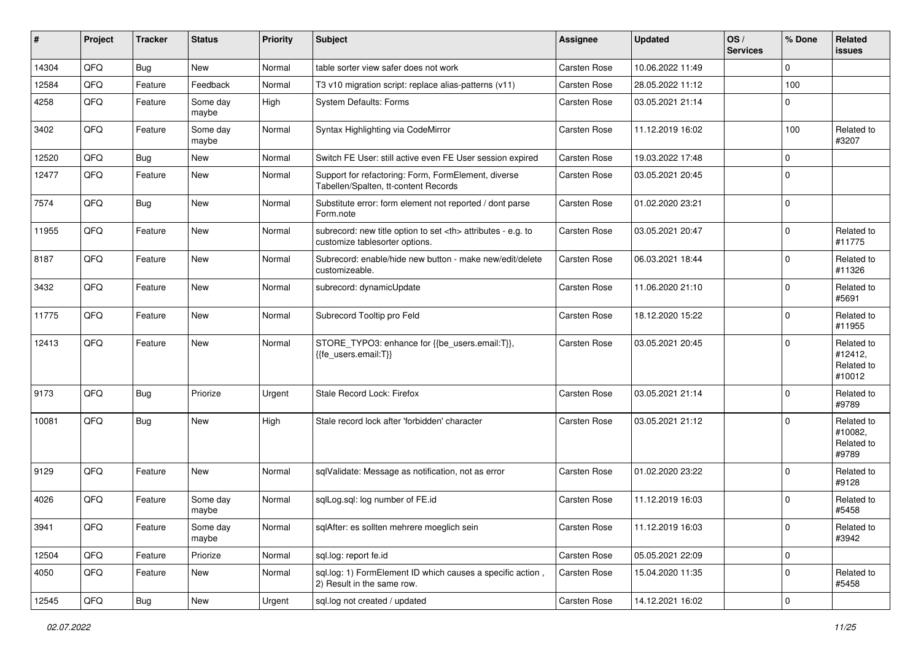| # | Project | Tracker | Status | Priority | Subject | Assignee | Updated | OS / Services | % Done | Related issues |
|---|---|---|---|---|---|---|---|---|---|---|
| 14304 | QFQ | Bug | New | Normal | table sorter view safer does not work | Carsten Rose | 10.06.2022 11:49 | | 0 | |
| 12584 | QFQ | Feature | Feedback | Normal | T3 v10 migration script: replace alias-patterns (v11) | Carsten Rose | 28.05.2022 11:12 | | 100 | |
| 4258 | QFQ | Feature | Some day maybe | High | System Defaults: Forms | Carsten Rose | 03.05.2021 21:14 | | 0 | |
| 3402 | QFQ | Feature | Some day maybe | Normal | Syntax Highlighting via CodeMirror | Carsten Rose | 11.12.2019 16:02 | | 100 | Related to #3207 |
| 12520 | QFQ | Bug | New | Normal | Switch FE User: still active even FE User session expired | Carsten Rose | 19.03.2022 17:48 | | 0 | |
| 12477 | QFQ | Feature | New | Normal | Support for refactoring: Form, FormElement, diverse Tabellen/Spalten, tt-content Records | Carsten Rose | 03.05.2021 20:45 | | 0 | |
| 7574 | QFQ | Bug | New | Normal | Substitute error: form element not reported / dont parse Form.note | Carsten Rose | 01.02.2020 23:21 | | 0 | |
| 11955 | QFQ | Feature | New | Normal | subrecord: new title option to set <th> attributes - e.g. to customize tablesorter options. | Carsten Rose | 03.05.2021 20:47 | | 0 | Related to #11775 |
| 8187 | QFQ | Feature | New | Normal | Subrecord: enable/hide new button - make new/edit/delete customizeable. | Carsten Rose | 06.03.2021 18:44 | | 0 | Related to #11326 |
| 3432 | QFQ | Feature | New | Normal | subrecord: dynamicUpdate | Carsten Rose | 11.06.2020 21:10 | | 0 | Related to #5691 |
| 11775 | QFQ | Feature | New | Normal | Subrecord Tooltip pro Feld | Carsten Rose | 18.12.2020 15:22 | | 0 | Related to #11955 |
| 12413 | QFQ | Feature | New | Normal | STORE_TYPO3: enhance for {{be_users.email:T}}, {{fe_users.email:T}} | Carsten Rose | 03.05.2021 20:45 | | 0 | Related to #12412, Related to #10012 |
| 9173 | QFQ | Bug | Priorize | Urgent | Stale Record Lock: Firefox | Carsten Rose | 03.05.2021 21:14 | | 0 | Related to #9789 |
| 10081 | QFQ | Bug | New | High | Stale record lock after 'forbidden' character | Carsten Rose | 03.05.2021 21:12 | | 0 | Related to #10082, Related to #9789 |
| 9129 | QFQ | Feature | New | Normal | sqlValidate: Message as notification, not as error | Carsten Rose | 01.02.2020 23:22 | | 0 | Related to #9128 |
| 4026 | QFQ | Feature | Some day maybe | Normal | sqlLog.sql: log number of FE.id | Carsten Rose | 11.12.2019 16:03 | | 0 | Related to #5458 |
| 3941 | QFQ | Feature | Some day maybe | Normal | sqlAfter: es sollten mehrere moeglich sein | Carsten Rose | 11.12.2019 16:03 | | 0 | Related to #3942 |
| 12504 | QFQ | Feature | Priorize | Normal | sql.log: report fe.id | Carsten Rose | 05.05.2021 22:09 | | 0 | |
| 4050 | QFQ | Feature | New | Normal | sql.log: 1) FormElement ID which causes a specific action , 2) Result in the same row. | Carsten Rose | 15.04.2020 11:35 | | 0 | Related to #5458 |
| 12545 | QFQ | Bug | New | Urgent | sql.log not created / updated | Carsten Rose | 14.12.2021 16:02 | | 0 | |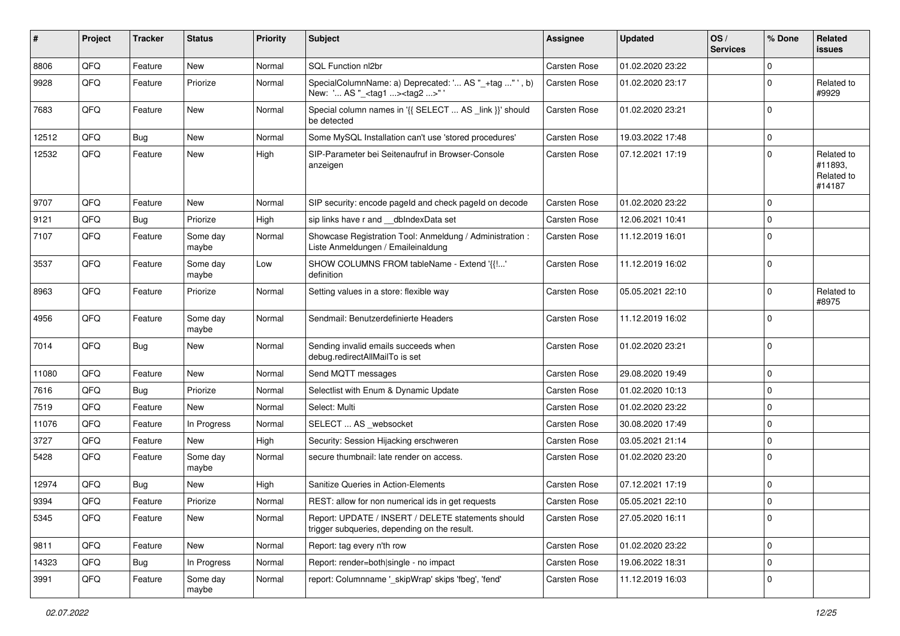| # | Project | Tracker | Status | Priority | Subject | Assignee | Updated | OS / Services | % Done | Related issues |
|---|---|---|---|---|---|---|---|---|---|---|
| 8806 | QFQ | Feature | New | Normal | SQL Function nl2br | Carsten Rose | 01.02.2020 23:22 | | 0 | |
| 9928 | QFQ | Feature | Priorize | Normal | SpecialColumnName: a) Deprecated: '... AS "_+tag ..." ', b) New: '... AS "_<tag1 ...><tag2 ...>" ' | Carsten Rose | 01.02.2020 23:17 | | 0 | Related to #9929 |
| 7683 | QFQ | Feature | New | Normal | Special column names in '{{ SELECT ... AS _link }}' should be detected | Carsten Rose | 01.02.2020 23:21 | | 0 | |
| 12512 | QFQ | Bug | New | Normal | Some MySQL Installation can't use 'stored procedures' | Carsten Rose | 19.03.2022 17:48 | | 0 | |
| 12532 | QFQ | Feature | New | High | SIP-Parameter bei Seitenaufruf in Browser-Console anzeigen | Carsten Rose | 07.12.2021 17:19 | | 0 | Related to #11893, Related to #14187 |
| 9707 | QFQ | Feature | New | Normal | SIP security: encode pageId and check pageId on decode | Carsten Rose | 01.02.2020 23:22 | | 0 | |
| 9121 | QFQ | Bug | Priorize | High | sip links have r and __dbIndexData set | Carsten Rose | 12.06.2021 10:41 | | 0 | |
| 7107 | QFQ | Feature | Some day maybe | Normal | Showcase Registration Tool: Anmeldung / Administration : Liste Anmeldungen / Emaileinaldung | Carsten Rose | 11.12.2019 16:01 | | 0 | |
| 3537 | QFQ | Feature | Some day maybe | Low | SHOW COLUMNS FROM tableName - Extend '{{!...' definition | Carsten Rose | 11.12.2019 16:02 | | 0 | |
| 8963 | QFQ | Feature | Priorize | Normal | Setting values in a store: flexible way | Carsten Rose | 05.05.2021 22:10 | | 0 | Related to #8975 |
| 4956 | QFQ | Feature | Some day maybe | Normal | Sendmail: Benutzerdefinierte Headers | Carsten Rose | 11.12.2019 16:02 | | 0 | |
| 7014 | QFQ | Bug | New | Normal | Sending invalid emails succeeds when debug.redirectAllMailTo is set | Carsten Rose | 01.02.2020 23:21 | | 0 | |
| 11080 | QFQ | Feature | New | Normal | Send MQTT messages | Carsten Rose | 29.08.2020 19:49 | | 0 | |
| 7616 | QFQ | Bug | Priorize | Normal | Selectlist with Enum & Dynamic Update | Carsten Rose | 01.02.2020 10:13 | | 0 | |
| 7519 | QFQ | Feature | New | Normal | Select: Multi | Carsten Rose | 01.02.2020 23:22 | | 0 | |
| 11076 | QFQ | Feature | In Progress | Normal | SELECT ... AS _websocket | Carsten Rose | 30.08.2020 17:49 | | 0 | |
| 3727 | QFQ | Feature | New | High | Security: Session Hijacking erschweren | Carsten Rose | 03.05.2021 21:14 | | 0 | |
| 5428 | QFQ | Feature | Some day maybe | Normal | secure thumbnail: late render on access. | Carsten Rose | 01.02.2020 23:20 | | 0 | |
| 12974 | QFQ | Bug | New | High | Sanitize Queries in Action-Elements | Carsten Rose | 07.12.2021 17:19 | | 0 | |
| 9394 | QFQ | Feature | Priorize | Normal | REST: allow for non numerical ids in get requests | Carsten Rose | 05.05.2021 22:10 | | 0 | |
| 5345 | QFQ | Feature | New | Normal | Report: UPDATE / INSERT / DELETE statements should trigger subqueries, depending on the result. | Carsten Rose | 27.05.2020 16:11 | | 0 | |
| 9811 | QFQ | Feature | New | Normal | Report: tag every n'th row | Carsten Rose | 01.02.2020 23:22 | | 0 | |
| 14323 | QFQ | Bug | In Progress | Normal | Report: render=both\|single - no impact | Carsten Rose | 19.06.2022 18:31 | | 0 | |
| 3991 | QFQ | Feature | Some day maybe | Normal | report: Columnname '_skipWrap' skips 'fbeg', 'fend' | Carsten Rose | 11.12.2019 16:03 | | 0 | |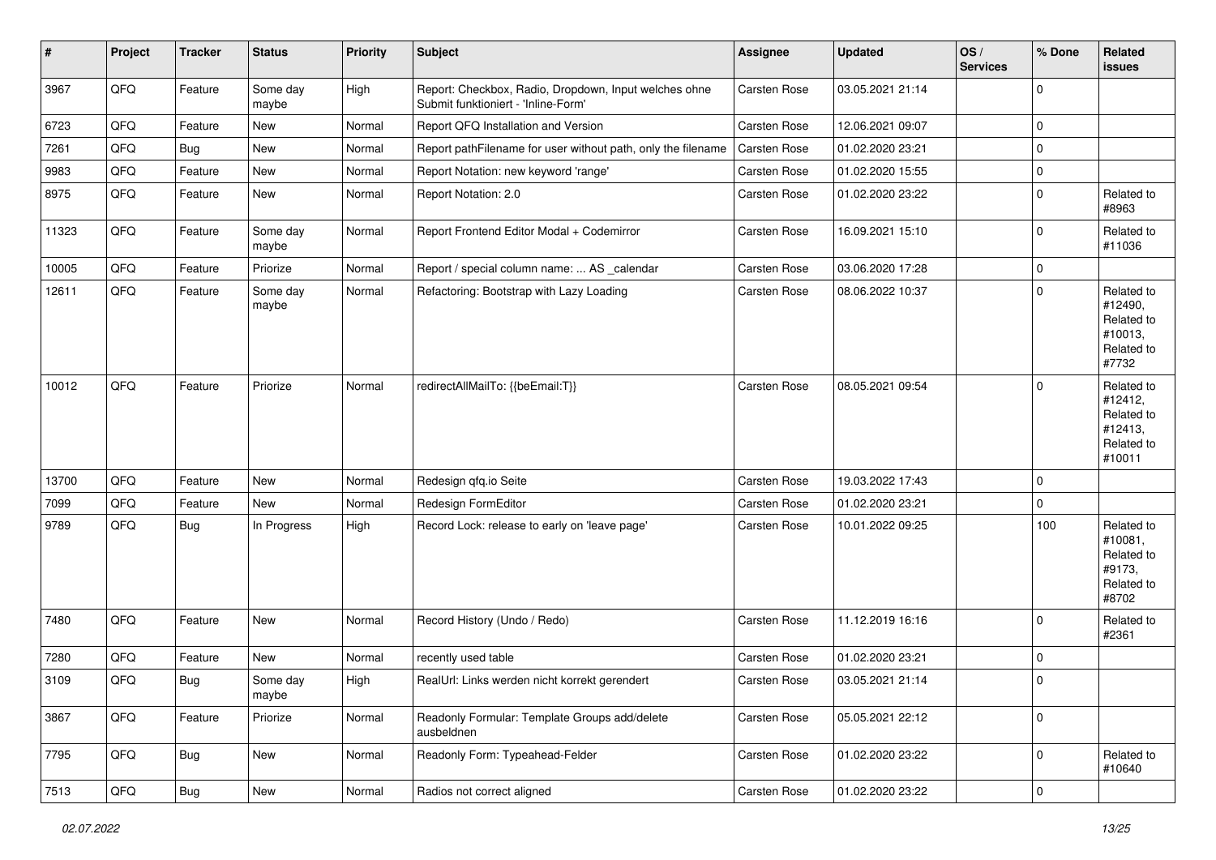| # | Project | Tracker | Status | Priority | Subject | Assignee | Updated | OS / Services | % Done | Related issues |
|---|---|---|---|---|---|---|---|---|---|---|
| 3967 | QFQ | Feature | Some day maybe | High | Report: Checkbox, Radio, Dropdown, Input welches ohne Submit funktioniert - 'Inline-Form' | Carsten Rose | 03.05.2021 21:14 | | 0 | |
| 6723 | QFQ | Feature | New | Normal | Report QFQ Installation and Version | Carsten Rose | 12.06.2021 09:07 | | 0 | |
| 7261 | QFQ | Bug | New | Normal | Report pathFilename for user without path, only the filename | Carsten Rose | 01.02.2020 23:21 | | 0 | |
| 9983 | QFQ | Feature | New | Normal | Report Notation: new keyword 'range' | Carsten Rose | 01.02.2020 15:55 | | 0 | |
| 8975 | QFQ | Feature | New | Normal | Report Notation: 2.0 | Carsten Rose | 01.02.2020 23:22 | | 0 | Related to #8963 |
| 11323 | QFQ | Feature | Some day maybe | Normal | Report Frontend Editor Modal + Codemirror | Carsten Rose | 16.09.2021 15:10 | | 0 | Related to #11036 |
| 10005 | QFQ | Feature | Priorize | Normal | Report / special column name: ... AS _calendar | Carsten Rose | 03.06.2020 17:28 | | 0 | |
| 12611 | QFQ | Feature | Some day maybe | Normal | Refactoring: Bootstrap with Lazy Loading | Carsten Rose | 08.06.2022 10:37 | | 0 | Related to #12490, Related to #10013, Related to #7732 |
| 10012 | QFQ | Feature | Priorize | Normal | redirectAllMailTo: {{beEmail:T}} | Carsten Rose | 08.05.2021 09:54 | | 0 | Related to #12412, Related to #12413, Related to #10011 |
| 13700 | QFQ | Feature | New | Normal | Redesign qfq.io Seite | Carsten Rose | 19.03.2022 17:43 | | 0 | |
| 7099 | QFQ | Feature | New | Normal | Redesign FormEditor | Carsten Rose | 01.02.2020 23:21 | | 0 | |
| 9789 | QFQ | Bug | In Progress | High | Record Lock: release to early on 'leave page' | Carsten Rose | 10.01.2022 09:25 | | 100 | Related to #10081, Related to #9173, Related to #8702 |
| 7480 | QFQ | Feature | New | Normal | Record History (Undo / Redo) | Carsten Rose | 11.12.2019 16:16 | | 0 | Related to #2361 |
| 7280 | QFQ | Feature | New | Normal | recently used table | Carsten Rose | 01.02.2020 23:21 | | 0 | |
| 3109 | QFQ | Bug | Some day maybe | High | RealUrl: Links werden nicht korrekt gerendert | Carsten Rose | 03.05.2021 21:14 | | 0 | |
| 3867 | QFQ | Feature | Priorize | Normal | Readonly Formular: Template Groups add/delete ausbeldnen | Carsten Rose | 05.05.2021 22:12 | | 0 | |
| 7795 | QFQ | Bug | New | Normal | Readonly Form: Typeahead-Felder | Carsten Rose | 01.02.2020 23:22 | | 0 | Related to #10640 |
| 7513 | QFQ | Bug | New | Normal | Radios not correct aligned | Carsten Rose | 01.02.2020 23:22 | | 0 | |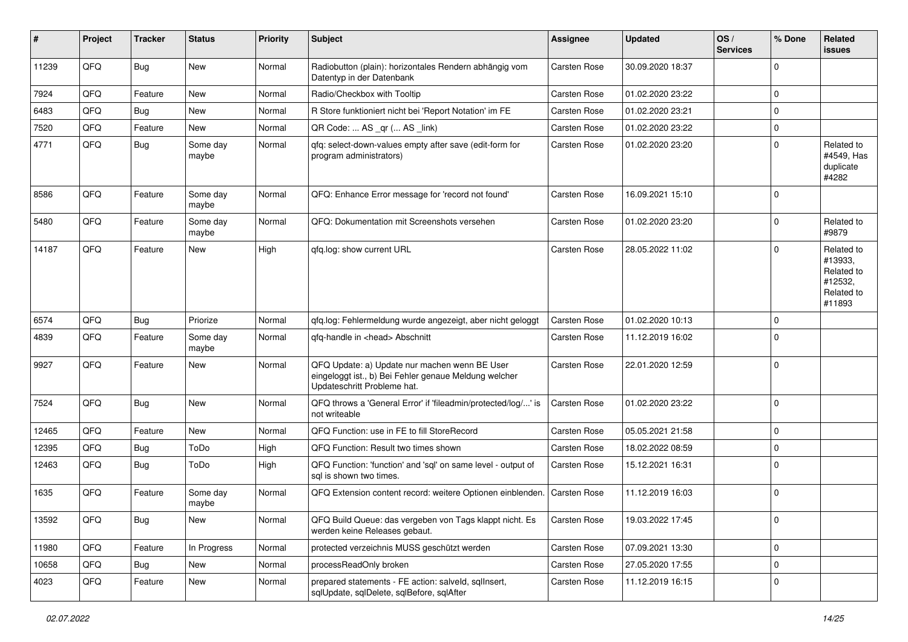| # | Project | Tracker | Status | Priority | Subject | Assignee | Updated | OS / Services | % Done | Related issues |
|---|---|---|---|---|---|---|---|---|---|---|
| 11239 | QFQ | Bug | New | Normal | Radiobutton (plain): horizontales Rendern abhängig vom Datentyp in der Datenbank | Carsten Rose | 30.09.2020 18:37 | | 0 | |
| 7924 | QFQ | Feature | New | Normal | Radio/Checkbox with Tooltip | Carsten Rose | 01.02.2020 23:22 | | 0 | |
| 6483 | QFQ | Bug | New | Normal | R Store funktioniert nicht bei 'Report Notation' im FE | Carsten Rose | 01.02.2020 23:21 | | 0 | |
| 7520 | QFQ | Feature | New | Normal | QR Code: ... AS _qr (... AS _link) | Carsten Rose | 01.02.2020 23:22 | | 0 | |
| 4771 | QFQ | Bug | Some day maybe | Normal | qfq: select-down-values empty after save (edit-form for program administrators) | Carsten Rose | 01.02.2020 23:20 | | 0 | Related to #4549, Has duplicate #4282 |
| 8586 | QFQ | Feature | Some day maybe | Normal | QFQ: Enhance Error message for 'record not found' | Carsten Rose | 16.09.2021 15:10 | | 0 | |
| 5480 | QFQ | Feature | Some day maybe | Normal | QFQ: Dokumentation mit Screenshots versehen | Carsten Rose | 01.02.2020 23:20 | | 0 | Related to #9879 |
| 14187 | QFQ | Feature | New | High | qfq.log: show current URL | Carsten Rose | 28.05.2022 11:02 | | 0 | Related to #13933, Related to #12532, Related to #11893 |
| 6574 | QFQ | Bug | Priorize | Normal | qfq.log: Fehlermeldung wurde angezeigt, aber nicht geloggt | Carsten Rose | 01.02.2020 10:13 | | 0 | |
| 4839 | QFQ | Feature | Some day maybe | Normal | qfq-handle in <head> Abschnitt | Carsten Rose | 11.12.2019 16:02 | | 0 | |
| 9927 | QFQ | Feature | New | Normal | QFQ Update: a) Update nur machen wenn BE User eingeloggt ist., b) Bei Fehler genaue Meldung welcher Updateschritt Probleme hat. | Carsten Rose | 22.01.2020 12:59 | | 0 | |
| 7524 | QFQ | Bug | New | Normal | QFQ throws a 'General Error' if 'fileadmin/protected/log/...' is not writeable | Carsten Rose | 01.02.2020 23:22 | | 0 | |
| 12465 | QFQ | Feature | New | Normal | QFQ Function: use in FE to fill StoreRecord | Carsten Rose | 05.05.2021 21:58 | | 0 | |
| 12395 | QFQ | Bug | ToDo | High | QFQ Function: Result two times shown | Carsten Rose | 18.02.2022 08:59 | | 0 | |
| 12463 | QFQ | Bug | ToDo | High | QFQ Function: 'function' and 'sql' on same level - output of sql is shown two times. | Carsten Rose | 15.12.2021 16:31 | | 0 | |
| 1635 | QFQ | Feature | Some day maybe | Normal | QFQ Extension content record: weitere Optionen einblenden. | Carsten Rose | 11.12.2019 16:03 | | 0 | |
| 13592 | QFQ | Bug | New | Normal | QFQ Build Queue: das vergeben von Tags klappt nicht. Es werden keine Releases gebaut. | Carsten Rose | 19.03.2022 17:45 | | 0 | |
| 11980 | QFQ | Feature | In Progress | Normal | protected verzeichnis MUSS geschützt werden | Carsten Rose | 07.09.2021 13:30 | | 0 | |
| 10658 | QFQ | Bug | New | Normal | processReadOnly broken | Carsten Rose | 27.05.2020 17:55 | | 0 | |
| 4023 | QFQ | Feature | New | Normal | prepared statements - FE action: salveld, sqlInsert, sqlUpdate, sqlDelete, sqlBefore, sqlAfter | Carsten Rose | 11.12.2019 16:15 | | 0 | |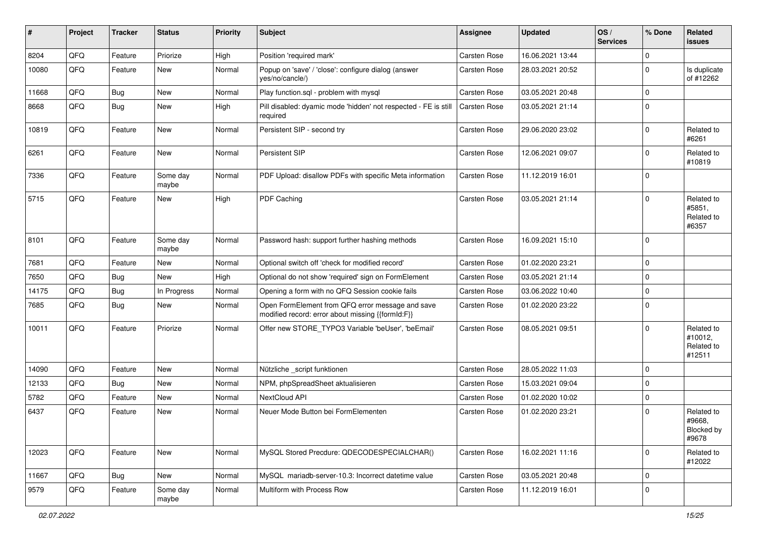| # | Project | Tracker | Status | Priority | Subject | Assignee | Updated | OS / Services | % Done | Related issues |
|---|---|---|---|---|---|---|---|---|---|---|
| 8204 | QFQ | Feature | Priorize | High | Position 'required mark' | Carsten Rose | 16.06.2021 13:44 | | 0 | |
| 10080 | QFQ | Feature | New | Normal | Popup on 'save' / 'close': configure dialog (answer yes/no/cancle/) | Carsten Rose | 28.03.2021 20:52 | | 0 | Is duplicate of #12262 |
| 11668 | QFQ | Bug | New | Normal | Play function.sql - problem with mysql | Carsten Rose | 03.05.2021 20:48 | | 0 | |
| 8668 | QFQ | Bug | New | High | Pill disabled: dyamic mode 'hidden' not respected - FE is still required | Carsten Rose | 03.05.2021 21:14 | | 0 | |
| 10819 | QFQ | Feature | New | Normal | Persistent SIP - second try | Carsten Rose | 29.06.2020 23:02 | | 0 | Related to #6261 |
| 6261 | QFQ | Feature | New | Normal | Persistent SIP | Carsten Rose | 12.06.2021 09:07 | | 0 | Related to #10819 |
| 7336 | QFQ | Feature | Some day maybe | Normal | PDF Upload: disallow PDFs with specific Meta information | Carsten Rose | 11.12.2019 16:01 | | 0 | |
| 5715 | QFQ | Feature | New | High | PDF Caching | Carsten Rose | 03.05.2021 21:14 | | 0 | Related to #5851, Related to #6357 |
| 8101 | QFQ | Feature | Some day maybe | Normal | Password hash: support further hashing methods | Carsten Rose | 16.09.2021 15:10 | | 0 | |
| 7681 | QFQ | Feature | New | Normal | Optional switch off 'check for modified record' | Carsten Rose | 01.02.2020 23:21 | | 0 | |
| 7650 | QFQ | Bug | New | High | Optional do not show 'required' sign on FormElement | Carsten Rose | 03.05.2021 21:14 | | 0 | |
| 14175 | QFQ | Bug | In Progress | Normal | Opening a form with no QFQ Session cookie fails | Carsten Rose | 03.06.2022 10:40 | | 0 | |
| 7685 | QFQ | Bug | New | Normal | Open FormElement from QFQ error message and save modified record: error about missing {{formId:F}} | Carsten Rose | 01.02.2020 23:22 | | 0 | |
| 10011 | QFQ | Feature | Priorize | Normal | Offer new STORE_TYPO3 Variable 'beUser', 'beEmail' | Carsten Rose | 08.05.2021 09:51 | | 0 | Related to #10012, Related to #12511 |
| 14090 | QFQ | Feature | New | Normal | Nützliche _script funktionen | Carsten Rose | 28.05.2022 11:03 | | 0 | |
| 12133 | QFQ | Bug | New | Normal | NPM, phpSpreadSheet aktualisieren | Carsten Rose | 15.03.2021 09:04 | | 0 | |
| 5782 | QFQ | Feature | New | Normal | NextCloud API | Carsten Rose | 01.02.2020 10:02 | | 0 | |
| 6437 | QFQ | Feature | New | Normal | Neuer Mode Button bei FormElementen | Carsten Rose | 01.02.2020 23:21 | | 0 | Related to #9668, Blocked by #9678 |
| 12023 | QFQ | Feature | New | Normal | MySQL Stored Precdure: QDECODESPECIALCHAR() | Carsten Rose | 16.02.2021 11:16 | | 0 | Related to #12022 |
| 11667 | QFQ | Bug | New | Normal | MySQL mariadb-server-10.3: Incorrect datetime value | Carsten Rose | 03.05.2021 20:48 | | 0 | |
| 9579 | QFQ | Feature | Some day maybe | Normal | Multiform with Process Row | Carsten Rose | 11.12.2019 16:01 | | 0 | |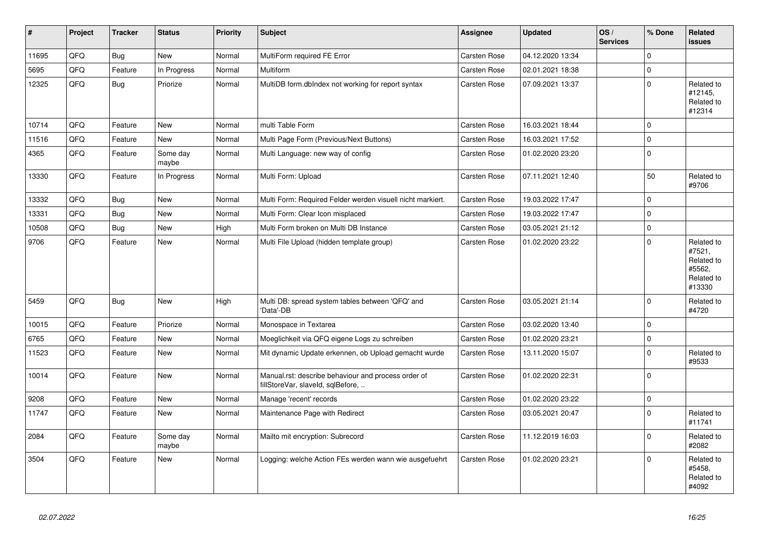| # | Project | Tracker | Status | Priority | Subject | Assignee | Updated | OS / Services | % Done | Related issues |
|---|---|---|---|---|---|---|---|---|---|---|
| 11695 | QFQ | Bug | New | Normal | MultiForm required FE Error | Carsten Rose | 04.12.2020 13:34 | | 0 | |
| 5695 | QFQ | Feature | In Progress | Normal | Multiform | Carsten Rose | 02.01.2021 18:38 | | 0 | |
| 12325 | QFQ | Bug | Priorize | Normal | MultiDB form.dbIndex not working for report syntax | Carsten Rose | 07.09.2021 13:37 | | 0 | Related to #12145, Related to #12314 |
| 10714 | QFQ | Feature | New | Normal | multi Table Form | Carsten Rose | 16.03.2021 18:44 | | 0 | |
| 11516 | QFQ | Feature | New | Normal | Multi Page Form (Previous/Next Buttons) | Carsten Rose | 16.03.2021 17:52 | | 0 | |
| 4365 | QFQ | Feature | Some day maybe | Normal | Multi Language: new way of config | Carsten Rose | 01.02.2020 23:20 | | 0 | |
| 13330 | QFQ | Feature | In Progress | Normal | Multi Form: Upload | Carsten Rose | 07.11.2021 12:40 | | 50 | Related to #9706 |
| 13332 | QFQ | Bug | New | Normal | Multi Form: Required Felder werden visuell nicht markiert. | Carsten Rose | 19.03.2022 17:47 | | 0 | |
| 13331 | QFQ | Bug | New | Normal | Multi Form: Clear Icon misplaced | Carsten Rose | 19.03.2022 17:47 | | 0 | |
| 10508 | QFQ | Bug | New | High | Multi Form broken on Multi DB Instance | Carsten Rose | 03.05.2021 21:12 | | 0 | |
| 9706 | QFQ | Feature | New | Normal | Multi File Upload (hidden template group) | Carsten Rose | 01.02.2020 23:22 | | 0 | Related to #7521, Related to #5562, Related to #13330 |
| 5459 | QFQ | Bug | New | High | Multi DB: spread system tables between 'QFQ' and 'Data'-DB | Carsten Rose | 03.05.2021 21:14 | | 0 | Related to #4720 |
| 10015 | QFQ | Feature | Priorize | Normal | Monospace in Textarea | Carsten Rose | 03.02.2020 13:40 | | 0 | |
| 6765 | QFQ | Feature | New | Normal | Moeglichkeit via QFQ eigene Logs zu schreiben | Carsten Rose | 01.02.2020 23:21 | | 0 | |
| 11523 | QFQ | Feature | New | Normal | Mit dynamic Update erkennen, ob Upload gemacht wurde | Carsten Rose | 13.11.2020 15:07 | | 0 | Related to #9533 |
| 10014 | QFQ | Feature | New | Normal | Manual.rst: describe behaviour and process order of fillStoreVar, slaveId, sqlBefore, .. | Carsten Rose | 01.02.2020 22:31 | | 0 | |
| 9208 | QFQ | Feature | New | Normal | Manage 'recent' records | Carsten Rose | 01.02.2020 23:22 | | 0 | |
| 11747 | QFQ | Feature | New | Normal | Maintenance Page with Redirect | Carsten Rose | 03.05.2021 20:47 | | 0 | Related to #11741 |
| 2084 | QFQ | Feature | Some day maybe | Normal | Mailto mit encryption: Subrecord | Carsten Rose | 11.12.2019 16:03 | | 0 | Related to #2082 |
| 3504 | QFQ | Feature | New | Normal | Logging: welche Action FEs werden wann wie ausgefuehrt | Carsten Rose | 01.02.2020 23:21 | | 0 | Related to #5458, Related to #4092 |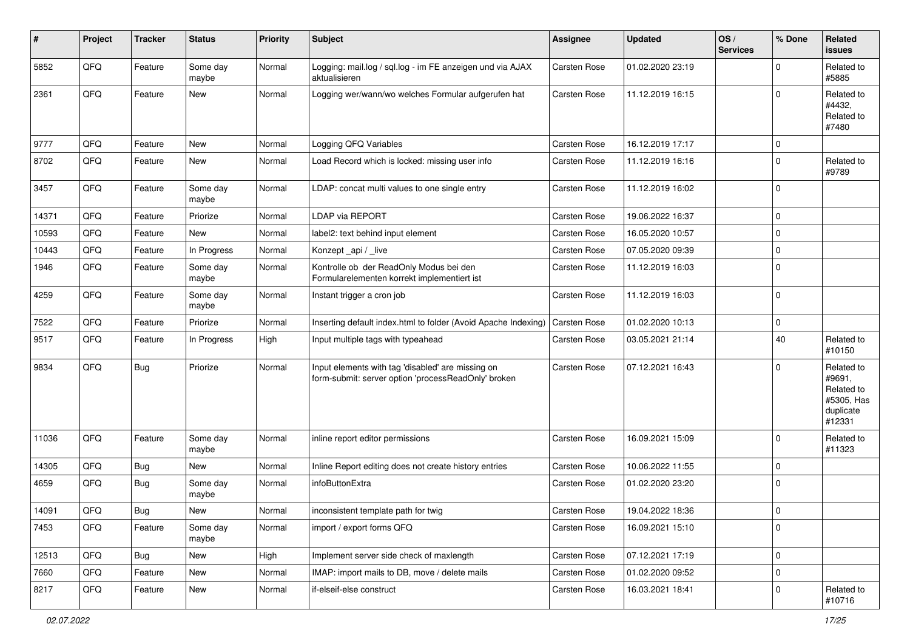| # | Project | Tracker | Status | Priority | Subject | Assignee | Updated | OS / Services | % Done | Related issues |
|---|---|---|---|---|---|---|---|---|---|---|
| 5852 | QFQ | Feature | Some day maybe | Normal | Logging: mail.log / sql.log - im FE anzeigen und via AJAX aktualisieren | Carsten Rose | 01.02.2020 23:19 | | 0 | Related to #5885 |
| 2361 | QFQ | Feature | New | Normal | Logging wer/wann/wo welches Formular aufgerufen hat | Carsten Rose | 11.12.2019 16:15 | | 0 | Related to #4432, Related to #7480 |
| 9777 | QFQ | Feature | New | Normal | Logging QFQ Variables | Carsten Rose | 16.12.2019 17:17 | | 0 | |
| 8702 | QFQ | Feature | New | Normal | Load Record which is locked: missing user info | Carsten Rose | 11.12.2019 16:16 | | 0 | Related to #9789 |
| 3457 | QFQ | Feature | Some day maybe | Normal | LDAP: concat multi values to one single entry | Carsten Rose | 11.12.2019 16:02 | | 0 | |
| 14371 | QFQ | Feature | Priorize | Normal | LDAP via REPORT | Carsten Rose | 19.06.2022 16:37 | | 0 | |
| 10593 | QFQ | Feature | New | Normal | label2: text behind input element | Carsten Rose | 16.05.2020 10:57 | | 0 | |
| 10443 | QFQ | Feature | In Progress | Normal | Konzept _api / _live | Carsten Rose | 07.05.2020 09:39 | | 0 | |
| 1946 | QFQ | Feature | Some day maybe | Normal | Kontrolle ob der ReadOnly Modus bei den Formularelementen korrekt implementiert ist | Carsten Rose | 11.12.2019 16:03 | | 0 | |
| 4259 | QFQ | Feature | Some day maybe | Normal | Instant trigger a cron job | Carsten Rose | 11.12.2019 16:03 | | 0 | |
| 7522 | QFQ | Feature | Priorize | Normal | Inserting default index.html to folder (Avoid Apache Indexing) | Carsten Rose | 01.02.2020 10:13 | | 0 | |
| 9517 | QFQ | Feature | In Progress | High | Input multiple tags with typeahead | Carsten Rose | 03.05.2021 21:14 | | 40 | Related to #10150 |
| 9834 | QFQ | Bug | Priorize | Normal | Input elements with tag 'disabled' are missing on form-submit: server option 'processReadOnly' broken | Carsten Rose | 07.12.2021 16:43 | | 0 | Related to #9691, Related to #5305, Has duplicate #12331 |
| 11036 | QFQ | Feature | Some day maybe | Normal | inline report editor permissions | Carsten Rose | 16.09.2021 15:09 | | 0 | Related to #11323 |
| 14305 | QFQ | Bug | New | Normal | Inline Report editing does not create history entries | Carsten Rose | 10.06.2022 11:55 | | 0 | |
| 4659 | QFQ | Bug | Some day maybe | Normal | infoButtonExtra | Carsten Rose | 01.02.2020 23:20 | | 0 | |
| 14091 | QFQ | Bug | New | Normal | inconsistent template path for twig | Carsten Rose | 19.04.2022 18:36 | | 0 | |
| 7453 | QFQ | Feature | Some day maybe | Normal | import / export forms QFQ | Carsten Rose | 16.09.2021 15:10 | | 0 | |
| 12513 | QFQ | Bug | New | High | Implement server side check of maxlength | Carsten Rose | 07.12.2021 17:19 | | 0 | |
| 7660 | QFQ | Feature | New | Normal | IMAP: import mails to DB, move / delete mails | Carsten Rose | 01.02.2020 09:52 | | 0 | |
| 8217 | QFQ | Feature | New | Normal | if-elseif-else construct | Carsten Rose | 16.03.2021 18:41 | | 0 | Related to #10716 |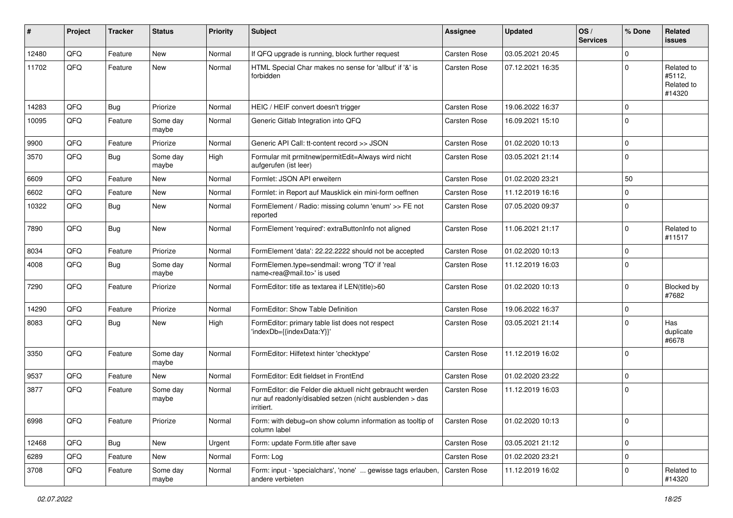| # | Project | Tracker | Status | Priority | Subject | Assignee | Updated | OS / Services | % Done | Related issues |
|---|---|---|---|---|---|---|---|---|---|---|
| 12480 | QFQ | Feature | New | Normal | If QFQ upgrade is running, block further request | Carsten Rose | 03.05.2021 20:45 | | 0 | |
| 11702 | QFQ | Feature | New | Normal | HTML Special Char makes no sense for 'allbut' if '&' is forbidden | Carsten Rose | 07.12.2021 16:35 | | 0 | Related to #5112, Related to #14320 |
| 14283 | QFQ | Bug | Priorize | Normal | HEIC / HEIF convert doesn't trigger | Carsten Rose | 19.06.2022 16:37 | | 0 | |
| 10095 | QFQ | Feature | Some day maybe | Normal | Generic Gitlab Integration into QFQ | Carsten Rose | 16.09.2021 15:10 | | 0 | |
| 9900 | QFQ | Feature | Priorize | Normal | Generic API Call: tt-content record >> JSON | Carsten Rose | 01.02.2020 10:13 | | 0 | |
| 3570 | QFQ | Bug | Some day maybe | High | Formular mit prmitnew\|permitEdit=Always wird nicht aufgerufen (ist leer) | Carsten Rose | 03.05.2021 21:14 | | 0 | |
| 6609 | QFQ | Feature | New | Normal | Formlet: JSON API erweitern | Carsten Rose | 01.02.2020 23:21 | | 50 | |
| 6602 | QFQ | Feature | New | Normal | Formlet: in Report auf Mausklick ein mini-form oeffnen | Carsten Rose | 11.12.2019 16:16 | | 0 | |
| 10322 | QFQ | Bug | New | Normal | FormElement / Radio: missing column 'enum' >> FE not reported | Carsten Rose | 07.05.2020 09:37 | | 0 | |
| 7890 | QFQ | Bug | New | Normal | FormElement 'required': extraButtonInfo not aligned | Carsten Rose | 11.06.2021 21:17 | | 0 | Related to #11517 |
| 8034 | QFQ | Feature | Priorize | Normal | FormElement 'data': 22.22.2222 should not be accepted | Carsten Rose | 01.02.2020 10:13 | | 0 | |
| 4008 | QFQ | Bug | Some day maybe | Normal | FormElemen.type=sendmail: wrong 'TO' if 'real name<rea@mail.to>' is used | Carsten Rose | 11.12.2019 16:03 | | 0 | |
| 7290 | QFQ | Feature | Priorize | Normal | FormEditor: title as textarea if LEN(title)>60 | Carsten Rose | 01.02.2020 10:13 | | 0 | Blocked by #7682 |
| 14290 | QFQ | Feature | Priorize | Normal | FormEditor: Show Table Definition | Carsten Rose | 19.06.2022 16:37 | | 0 | |
| 8083 | QFQ | Bug | New | High | FormEditor: primary table list does not respect 'indexDb={{indexData:Y}}' | Carsten Rose | 03.05.2021 21:14 | | 0 | Has duplicate #6678 |
| 3350 | QFQ | Feature | Some day maybe | Normal | FormEditor: Hilfetext hinter 'checktype' | Carsten Rose | 11.12.2019 16:02 | | 0 | |
| 9537 | QFQ | Feature | New | Normal | FormEditor: Edit fieldset in FrontEnd | Carsten Rose | 01.02.2020 23:22 | | 0 | |
| 3877 | QFQ | Feature | Some day maybe | Normal | FormEditor: die Felder die aktuell nicht gebraucht werden nur auf readonly/disabled setzen (nicht ausblenden > das irritiert. | Carsten Rose | 11.12.2019 16:03 | | 0 | |
| 6998 | QFQ | Feature | Priorize | Normal | Form: with debug=on show column information as tooltip of column label | Carsten Rose | 01.02.2020 10:13 | | 0 | |
| 12468 | QFQ | Bug | New | Urgent | Form: update Form.title after save | Carsten Rose | 03.05.2021 21:12 | | 0 | |
| 6289 | QFQ | Feature | New | Normal | Form: Log | Carsten Rose | 01.02.2020 23:21 | | 0 | |
| 3708 | QFQ | Feature | Some day maybe | Normal | Form: input - 'specialchars', 'none' ... gewisse tags erlauben, andere verbieten | Carsten Rose | 11.12.2019 16:02 | | 0 | Related to #14320 |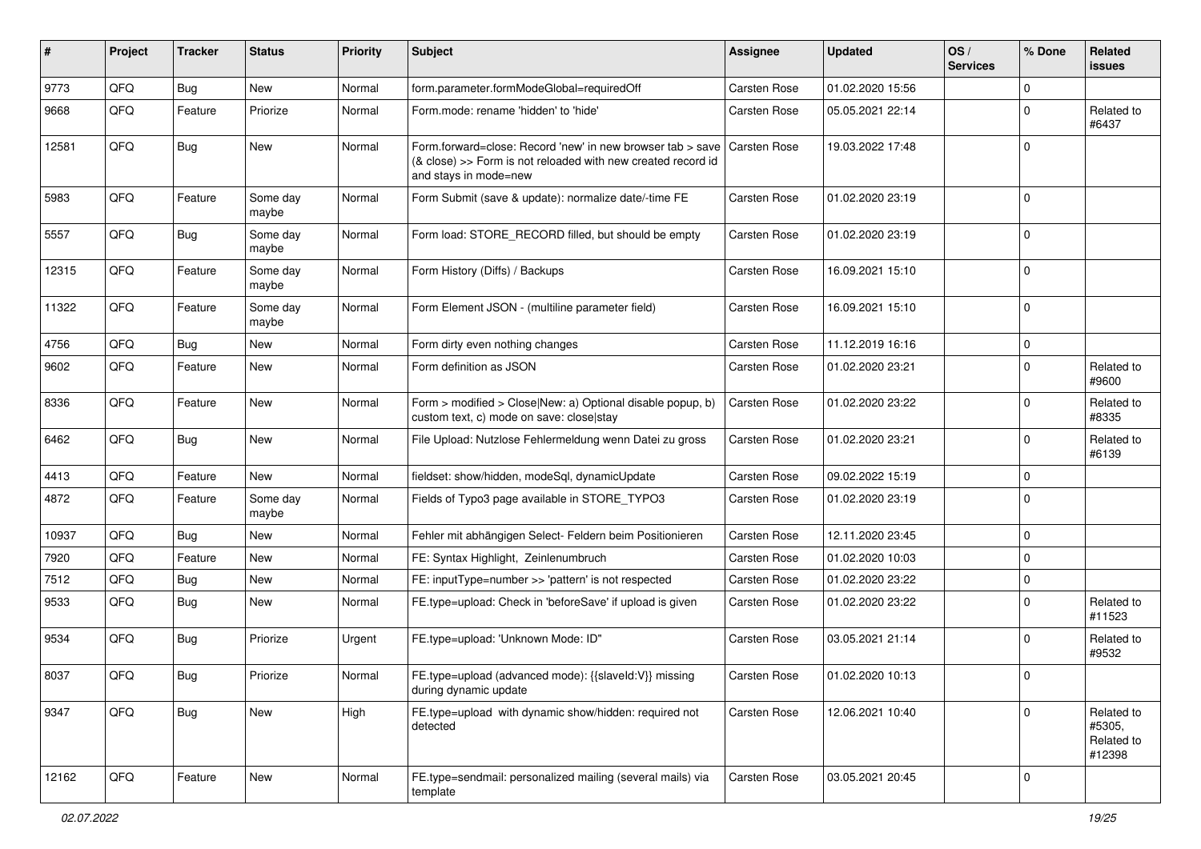| # | Project | Tracker | Status | Priority | Subject | Assignee | Updated | OS / Services | % Done | Related issues |
|---|---|---|---|---|---|---|---|---|---|---|
| 9773 | QFQ | Bug | New | Normal | form.parameter.formModeGlobal=requiredOff | Carsten Rose | 01.02.2020 15:56 | | 0 | |
| 9668 | QFQ | Feature | Priorize | Normal | Form.mode: rename 'hidden' to 'hide' | Carsten Rose | 05.05.2021 22:14 | | 0 | Related to #6437 |
| 12581 | QFQ | Bug | New | Normal | Form.forward=close: Record 'new' in new browser tab > save (& close) >> Form is not reloaded with new created record id and stays in mode=new | Carsten Rose | 19.03.2022 17:48 | | 0 | |
| 5983 | QFQ | Feature | Some day maybe | Normal | Form Submit (save & update): normalize date/-time FE | Carsten Rose | 01.02.2020 23:19 | | 0 | |
| 5557 | QFQ | Bug | Some day maybe | Normal | Form load: STORE_RECORD filled, but should be empty | Carsten Rose | 01.02.2020 23:19 | | 0 | |
| 12315 | QFQ | Feature | Some day maybe | Normal | Form History (Diffs) / Backups | Carsten Rose | 16.09.2021 15:10 | | 0 | |
| 11322 | QFQ | Feature | Some day maybe | Normal | Form Element JSON - (multiline parameter field) | Carsten Rose | 16.09.2021 15:10 | | 0 | |
| 4756 | QFQ | Bug | New | Normal | Form dirty even nothing changes | Carsten Rose | 11.12.2019 16:16 | | 0 | |
| 9602 | QFQ | Feature | New | Normal | Form definition as JSON | Carsten Rose | 01.02.2020 23:21 | | 0 | Related to #9600 |
| 8336 | QFQ | Feature | New | Normal | Form > modified > Close\|New: a) Optional disable popup, b) custom text, c) mode on save: close\|stay | Carsten Rose | 01.02.2020 23:22 | | 0 | Related to #8335 |
| 6462 | QFQ | Bug | New | Normal | File Upload: Nutzlose Fehlermeldung wenn Datei zu gross | Carsten Rose | 01.02.2020 23:21 | | 0 | Related to #6139 |
| 4413 | QFQ | Feature | New | Normal | fieldset: show/hidden, modeSql, dynamicUpdate | Carsten Rose | 09.02.2022 15:19 | | 0 | |
| 4872 | QFQ | Feature | Some day maybe | Normal | Fields of Typo3 page available in STORE_TYPO3 | Carsten Rose | 01.02.2020 23:19 | | 0 | |
| 10937 | QFQ | Bug | New | Normal | Fehler mit abhängigen Select- Feldern beim Positionieren | Carsten Rose | 12.11.2020 23:45 | | 0 | |
| 7920 | QFQ | Feature | New | Normal | FE: Syntax Highlight, Zeinlenumbruch | Carsten Rose | 01.02.2020 10:03 | | 0 | |
| 7512 | QFQ | Bug | New | Normal | FE: inputType=number >> 'pattern' is not respected | Carsten Rose | 01.02.2020 23:22 | | 0 | |
| 9533 | QFQ | Bug | New | Normal | FE.type=upload: Check in 'beforeSave' if upload is given | Carsten Rose | 01.02.2020 23:22 | | 0 | Related to #11523 |
| 9534 | QFQ | Bug | Priorize | Urgent | FE.type=upload: 'Unknown Mode: ID" | Carsten Rose | 03.05.2021 21:14 | | 0 | Related to #9532 |
| 8037 | QFQ | Bug | Priorize | Normal | FE.type=upload (advanced mode): {{slaveId:V}} missing during dynamic update | Carsten Rose | 01.02.2020 10:13 | | 0 | |
| 9347 | QFQ | Bug | New | High | FE.type=upload with dynamic show/hidden: required not detected | Carsten Rose | 12.06.2021 10:40 | | 0 | Related to #5305, Related to #12398 |
| 12162 | QFQ | Feature | New | Normal | FE.type=sendmail: personalized mailing (several mails) via template | Carsten Rose | 03.05.2021 20:45 | | 0 | |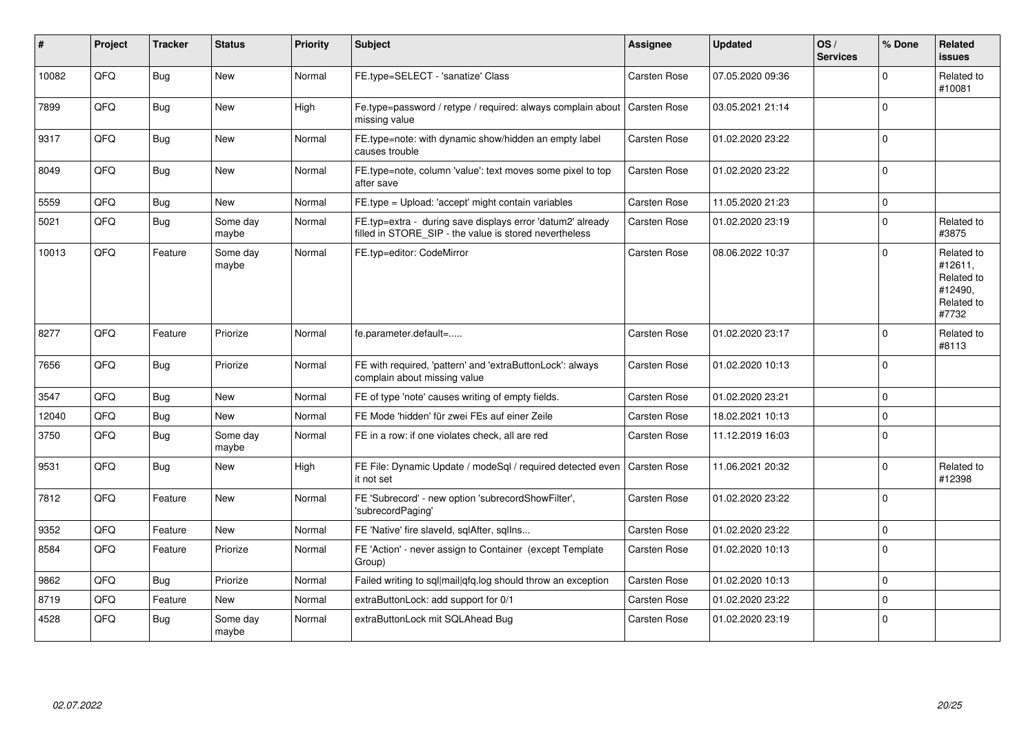| # | Project | Tracker | Status | Priority | Subject | Assignee | Updated | OS / Services | % Done | Related issues |
|---|---|---|---|---|---|---|---|---|---|---|
| 10082 | QFQ | Bug | New | Normal | FE.type=SELECT - 'sanatize' Class | Carsten Rose | 07.05.2020 09:36 | | 0 | Related to #10081 |
| 7899 | QFQ | Bug | New | High | Fe.type=password / retype / required: always complain about missing value | Carsten Rose | 03.05.2021 21:14 | | 0 | |
| 9317 | QFQ | Bug | New | Normal | FE.type=note: with dynamic show/hidden an empty label causes trouble | Carsten Rose | 01.02.2020 23:22 | | 0 | |
| 8049 | QFQ | Bug | New | Normal | FE.type=note, column 'value': text moves some pixel to top after save | Carsten Rose | 01.02.2020 23:22 | | 0 | |
| 5559 | QFQ | Bug | New | Normal | FE.type = Upload: 'accept' might contain variables | Carsten Rose | 11.05.2020 21:23 | | 0 | |
| 5021 | QFQ | Bug | Some day maybe | Normal | FE.typ=extra - during save displays error 'datum2' already filled in STORE_SIP - the value is stored nevertheless | Carsten Rose | 01.02.2020 23:19 | | 0 | Related to #3875 |
| 10013 | QFQ | Feature | Some day maybe | Normal | FE.typ=editor: CodeMirror | Carsten Rose | 08.06.2022 10:37 | | 0 | Related to #12611, Related to #12490, Related to #7732 |
| 8277 | QFQ | Feature | Priorize | Normal | fe.parameter.default=..... | Carsten Rose | 01.02.2020 23:17 | | 0 | Related to #8113 |
| 7656 | QFQ | Bug | Priorize | Normal | FE with required, 'pattern' and 'extraButtonLock': always complain about missing value | Carsten Rose | 01.02.2020 10:13 | | 0 | |
| 3547 | QFQ | Bug | New | Normal | FE of type 'note' causes writing of empty fields. | Carsten Rose | 01.02.2020 23:21 | | 0 | |
| 12040 | QFQ | Bug | New | Normal | FE Mode 'hidden' für zwei FEs auf einer Zeile | Carsten Rose | 18.02.2021 10:13 | | 0 | |
| 3750 | QFQ | Bug | Some day maybe | Normal | FE in a row: if one violates check, all are red | Carsten Rose | 11.12.2019 16:03 | | 0 | |
| 9531 | QFQ | Bug | New | High | FE File: Dynamic Update / modeSql / required detected even it not set | Carsten Rose | 11.06.2021 20:32 | | 0 | Related to #12398 |
| 7812 | QFQ | Feature | New | Normal | FE 'Subrecord' - new option 'subrecordShowFilter', 'subrecordPaging' | Carsten Rose | 01.02.2020 23:22 | | 0 | |
| 9352 | QFQ | Feature | New | Normal | FE 'Native' fire slaveId, sqlAfter, sqlIns... | Carsten Rose | 01.02.2020 23:22 | | 0 | |
| 8584 | QFQ | Feature | Priorize | Normal | FE 'Action' - never assign to Container (except Template Group) | Carsten Rose | 01.02.2020 10:13 | | 0 | |
| 9862 | QFQ | Bug | Priorize | Normal | Failed writing to sql\|mail\|qfq.log should throw an exception | Carsten Rose | 01.02.2020 10:13 | | 0 | |
| 8719 | QFQ | Feature | New | Normal | extraButtonLock: add support for 0/1 | Carsten Rose | 01.02.2020 23:22 | | 0 | |
| 4528 | QFQ | Bug | Some day maybe | Normal | extraButtonLock mit SQLAhead Bug | Carsten Rose | 01.02.2020 23:19 | | 0 | |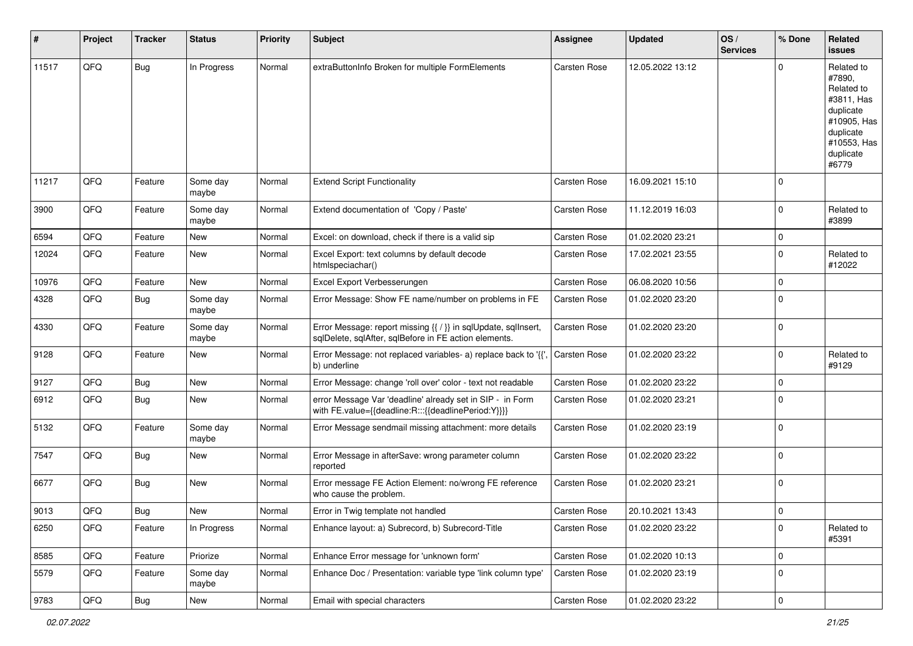| # | Project | Tracker | Status | Priority | Subject | Assignee | Updated | OS / Services | % Done | Related issues |
|---|---|---|---|---|---|---|---|---|---|---|
| 11517 | QFQ | Bug | In Progress | Normal | extraButtonInfo Broken for multiple FormElements | Carsten Rose | 12.05.2022 13:12 | | 0 | Related to #7890, Related to #3811, Has duplicate #10905, Has duplicate #10553, Has duplicate #6779 |
| 11217 | QFQ | Feature | Some day maybe | Normal | Extend Script Functionality | Carsten Rose | 16.09.2021 15:10 | | 0 | |
| 3900 | QFQ | Feature | Some day maybe | Normal | Extend documentation of 'Copy / Paste' | Carsten Rose | 11.12.2019 16:03 | | 0 | Related to #3899 |
| 6594 | QFQ | Feature | New | Normal | Excel: on download, check if there is a valid sip | Carsten Rose | 01.02.2020 23:21 | | 0 | |
| 12024 | QFQ | Feature | New | Normal | Excel Export: text columns by default decode htmlspeciachar() | Carsten Rose | 17.02.2021 23:55 | | 0 | Related to #12022 |
| 10976 | QFQ | Feature | New | Normal | Excel Export Verbesserungen | Carsten Rose | 06.08.2020 10:56 | | 0 | |
| 4328 | QFQ | Bug | Some day maybe | Normal | Error Message: Show FE name/number on problems in FE | Carsten Rose | 01.02.2020 23:20 | | 0 | |
| 4330 | QFQ | Feature | Some day maybe | Normal | Error Message: report missing {{ / }} in sqlUpdate, sqlInsert, sqlDelete, sqlAfter, sqlBefore in FE action elements. | Carsten Rose | 01.02.2020 23:20 | | 0 | |
| 9128 | QFQ | Feature | New | Normal | Error Message: not replaced variables- a) replace back to '{{', b) underline | Carsten Rose | 01.02.2020 23:22 | | 0 | Related to #9129 |
| 9127 | QFQ | Bug | New | Normal | Error Message: change 'roll over' color - text not readable | Carsten Rose | 01.02.2020 23:22 | | 0 | |
| 6912 | QFQ | Bug | New | Normal | error Message Var 'deadline' already set in SIP - in Form with FE.value={{deadline:R:::{{deadlinePeriod:Y}}}} | Carsten Rose | 01.02.2020 23:21 | | 0 | |
| 5132 | QFQ | Feature | Some day maybe | Normal | Error Message sendmail missing attachment: more details | Carsten Rose | 01.02.2020 23:19 | | 0 | |
| 7547 | QFQ | Bug | New | Normal | Error Message in afterSave: wrong parameter column reported | Carsten Rose | 01.02.2020 23:22 | | 0 | |
| 6677 | QFQ | Bug | New | Normal | Error message FE Action Element: no/wrong FE reference who cause the problem. | Carsten Rose | 01.02.2020 23:21 | | 0 | |
| 9013 | QFQ | Bug | New | Normal | Error in Twig template not handled | Carsten Rose | 20.10.2021 13:43 | | 0 | |
| 6250 | QFQ | Feature | In Progress | Normal | Enhance layout: a) Subrecord, b) Subrecord-Title | Carsten Rose | 01.02.2020 23:22 | | 0 | Related to #5391 |
| 8585 | QFQ | Feature | Priorize | Normal | Enhance Error message for 'unknown form' | Carsten Rose | 01.02.2020 10:13 | | 0 | |
| 5579 | QFQ | Feature | Some day maybe | Normal | Enhance Doc / Presentation: variable type 'link column type' | Carsten Rose | 01.02.2020 23:19 | | 0 | |
| 9783 | QFQ | Bug | New | Normal | Email with special characters | Carsten Rose | 01.02.2020 23:22 | | 0 | |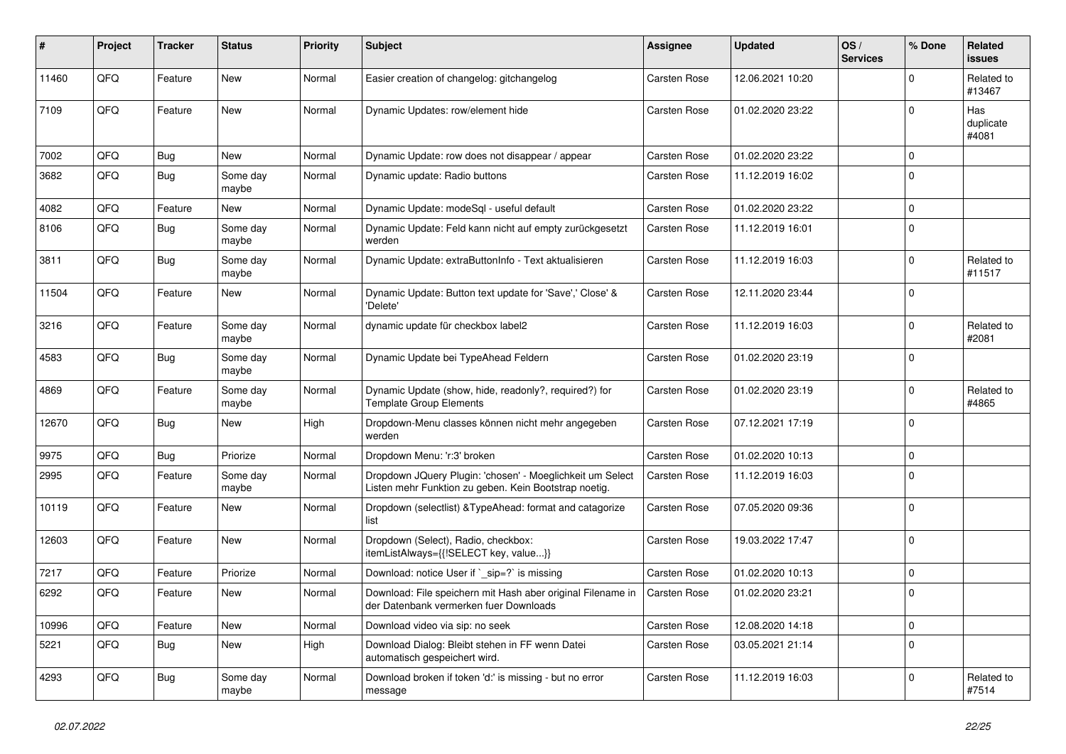| # | Project | Tracker | Status | Priority | Subject | Assignee | Updated | OS / Services | % Done | Related issues |
|---|---|---|---|---|---|---|---|---|---|---|
| 11460 | QFQ | Feature | New | Normal | Easier creation of changelog: gitchangelog | Carsten Rose | 12.06.2021 10:20 | | 0 | Related to #13467 |
| 7109 | QFQ | Feature | New | Normal | Dynamic Updates: row/element hide | Carsten Rose | 01.02.2020 23:22 | | 0 | Has duplicate #4081 |
| 7002 | QFQ | Bug | New | Normal | Dynamic Update: row does not disappear / appear | Carsten Rose | 01.02.2020 23:22 | | 0 | |
| 3682 | QFQ | Bug | Some day maybe | Normal | Dynamic update: Radio buttons | Carsten Rose | 11.12.2019 16:02 | | 0 | |
| 4082 | QFQ | Feature | New | Normal | Dynamic Update: modeSql - useful default | Carsten Rose | 01.02.2020 23:22 | | 0 | |
| 8106 | QFQ | Bug | Some day maybe | Normal | Dynamic Update: Feld kann nicht auf empty zurückgesetzt werden | Carsten Rose | 11.12.2019 16:01 | | 0 | |
| 3811 | QFQ | Bug | Some day maybe | Normal | Dynamic Update: extraButtonInfo - Text aktualisieren | Carsten Rose | 11.12.2019 16:03 | | 0 | Related to #11517 |
| 11504 | QFQ | Feature | New | Normal | Dynamic Update: Button text update for 'Save',' Close' & 'Delete' | Carsten Rose | 12.11.2020 23:44 | | 0 | |
| 3216 | QFQ | Feature | Some day maybe | Normal | dynamic update für checkbox label2 | Carsten Rose | 11.12.2019 16:03 | | 0 | Related to #2081 |
| 4583 | QFQ | Bug | Some day maybe | Normal | Dynamic Update bei TypeAhead Feldern | Carsten Rose | 01.02.2020 23:19 | | 0 | |
| 4869 | QFQ | Feature | Some day maybe | Normal | Dynamic Update (show, hide, readonly?, required?) for Template Group Elements | Carsten Rose | 01.02.2020 23:19 | | 0 | Related to #4865 |
| 12670 | QFQ | Bug | New | High | Dropdown-Menu classes können nicht mehr angegeben werden | Carsten Rose | 07.12.2021 17:19 | | 0 | |
| 9975 | QFQ | Bug | Priorize | Normal | Dropdown Menu: 'r:3' broken | Carsten Rose | 01.02.2020 10:13 | | 0 | |
| 2995 | QFQ | Feature | Some day maybe | Normal | Dropdown JQuery Plugin: 'chosen' - Moeglichkeit um Select Listen mehr Funktion zu geben. Kein Bootstrap noetig. | Carsten Rose | 11.12.2019 16:03 | | 0 | |
| 10119 | QFQ | Feature | New | Normal | Dropdown (selectlist) &TypeAhead: format and catagorize list | Carsten Rose | 07.05.2020 09:36 | | 0 | |
| 12603 | QFQ | Feature | New | Normal | Dropdown (Select), Radio, checkbox: itemListAlways={{!SELECT key, value...}} | Carsten Rose | 19.03.2022 17:47 | | 0 | |
| 7217 | QFQ | Feature | Priorize | Normal | Download: notice User if `_sip=?` is missing | Carsten Rose | 01.02.2020 10:13 | | 0 | |
| 6292 | QFQ | Feature | New | Normal | Download: File speichern mit Hash aber original Filename in der Datenbank vermerken fuer Downloads | Carsten Rose | 01.02.2020 23:21 | | 0 | |
| 10996 | QFQ | Feature | New | Normal | Download video via sip: no seek | Carsten Rose | 12.08.2020 14:18 | | 0 | |
| 5221 | QFQ | Bug | New | High | Download Dialog: Bleibt stehen in FF wenn Datei automatisch gespeichert wird. | Carsten Rose | 03.05.2021 21:14 | | 0 | |
| 4293 | QFQ | Bug | Some day maybe | Normal | Download broken if token 'd:' is missing - but no error message | Carsten Rose | 11.12.2019 16:03 | | 0 | Related to #7514 |

*02.07.2022*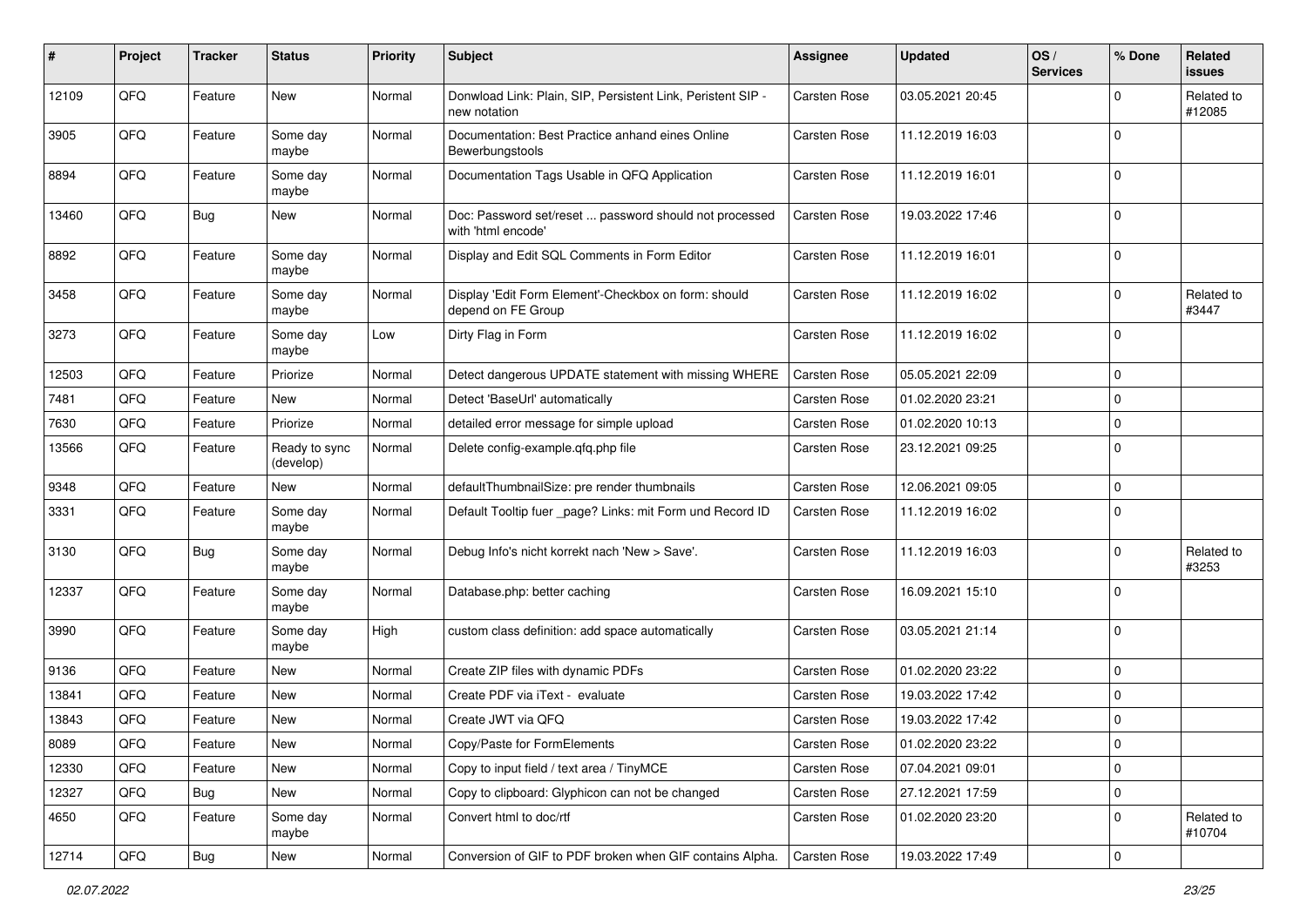| # | Project | Tracker | Status | Priority | Subject | Assignee | Updated | OS / Services | % Done | Related issues |
|---|---|---|---|---|---|---|---|---|---|---|
| 12109 | QFQ | Feature | New | Normal | Donwload Link: Plain, SIP, Persistent Link, Peristent SIP - new notation | Carsten Rose | 03.05.2021 20:45 | | 0 | Related to #12085 |
| 3905 | QFQ | Feature | Some day maybe | Normal | Documentation: Best Practice anhand eines Online Bewerbungstools | Carsten Rose | 11.12.2019 16:03 | | 0 | |
| 8894 | QFQ | Feature | Some day maybe | Normal | Documentation Tags Usable in QFQ Application | Carsten Rose | 11.12.2019 16:01 | | 0 | |
| 13460 | QFQ | Bug | New | Normal | Doc: Password set/reset ... password should not processed with 'html encode' | Carsten Rose | 19.03.2022 17:46 | | 0 | |
| 8892 | QFQ | Feature | Some day maybe | Normal | Display and Edit SQL Comments in Form Editor | Carsten Rose | 11.12.2019 16:01 | | 0 | |
| 3458 | QFQ | Feature | Some day maybe | Normal | Display 'Edit Form Element'-Checkbox on form: should depend on FE Group | Carsten Rose | 11.12.2019 16:02 | | 0 | Related to #3447 |
| 3273 | QFQ | Feature | Some day maybe | Low | Dirty Flag in Form | Carsten Rose | 11.12.2019 16:02 | | 0 | |
| 12503 | QFQ | Feature | Priorize | Normal | Detect dangerous UPDATE statement with missing WHERE | Carsten Rose | 05.05.2021 22:09 | | 0 | |
| 7481 | QFQ | Feature | New | Normal | Detect 'BaseUrl' automatically | Carsten Rose | 01.02.2020 23:21 | | 0 | |
| 7630 | QFQ | Feature | Priorize | Normal | detailed error message for simple upload | Carsten Rose | 01.02.2020 10:13 | | 0 | |
| 13566 | QFQ | Feature | Ready to sync (develop) | Normal | Delete config-example.qfq.php file | Carsten Rose | 23.12.2021 09:25 | | 0 | |
| 9348 | QFQ | Feature | New | Normal | defaultThumbnailSize: pre render thumbnails | Carsten Rose | 12.06.2021 09:05 | | 0 | |
| 3331 | QFQ | Feature | Some day maybe | Normal | Default Tooltip fuer _page? Links: mit Form und Record ID | Carsten Rose | 11.12.2019 16:02 | | 0 | |
| 3130 | QFQ | Bug | Some day maybe | Normal | Debug Info's nicht korrekt nach 'New > Save'. | Carsten Rose | 11.12.2019 16:03 | | 0 | Related to #3253 |
| 12337 | QFQ | Feature | Some day maybe | Normal | Database.php: better caching | Carsten Rose | 16.09.2021 15:10 | | 0 | |
| 3990 | QFQ | Feature | Some day maybe | High | custom class definition: add space automatically | Carsten Rose | 03.05.2021 21:14 | | 0 | |
| 9136 | QFQ | Feature | New | Normal | Create ZIP files with dynamic PDFs | Carsten Rose | 01.02.2020 23:22 | | 0 | |
| 13841 | QFQ | Feature | New | Normal | Create PDF via iText - evaluate | Carsten Rose | 19.03.2022 17:42 | | 0 | |
| 13843 | QFQ | Feature | New | Normal | Create JWT via QFQ | Carsten Rose | 19.03.2022 17:42 | | 0 | |
| 8089 | QFQ | Feature | New | Normal | Copy/Paste for FormElements | Carsten Rose | 01.02.2020 23:22 | | 0 | |
| 12330 | QFQ | Feature | New | Normal | Copy to input field / text area / TinyMCE | Carsten Rose | 07.04.2021 09:01 | | 0 | |
| 12327 | QFQ | Bug | New | Normal | Copy to clipboard: Glyphicon can not be changed | Carsten Rose | 27.12.2021 17:59 | | 0 | |
| 4650 | QFQ | Feature | Some day maybe | Normal | Convert html to doc/rtf | Carsten Rose | 01.02.2020 23:20 | | 0 | Related to #10704 |
| 12714 | QFQ | Bug | New | Normal | Conversion of GIF to PDF broken when GIF contains Alpha. | Carsten Rose | 19.03.2022 17:49 | | 0 | |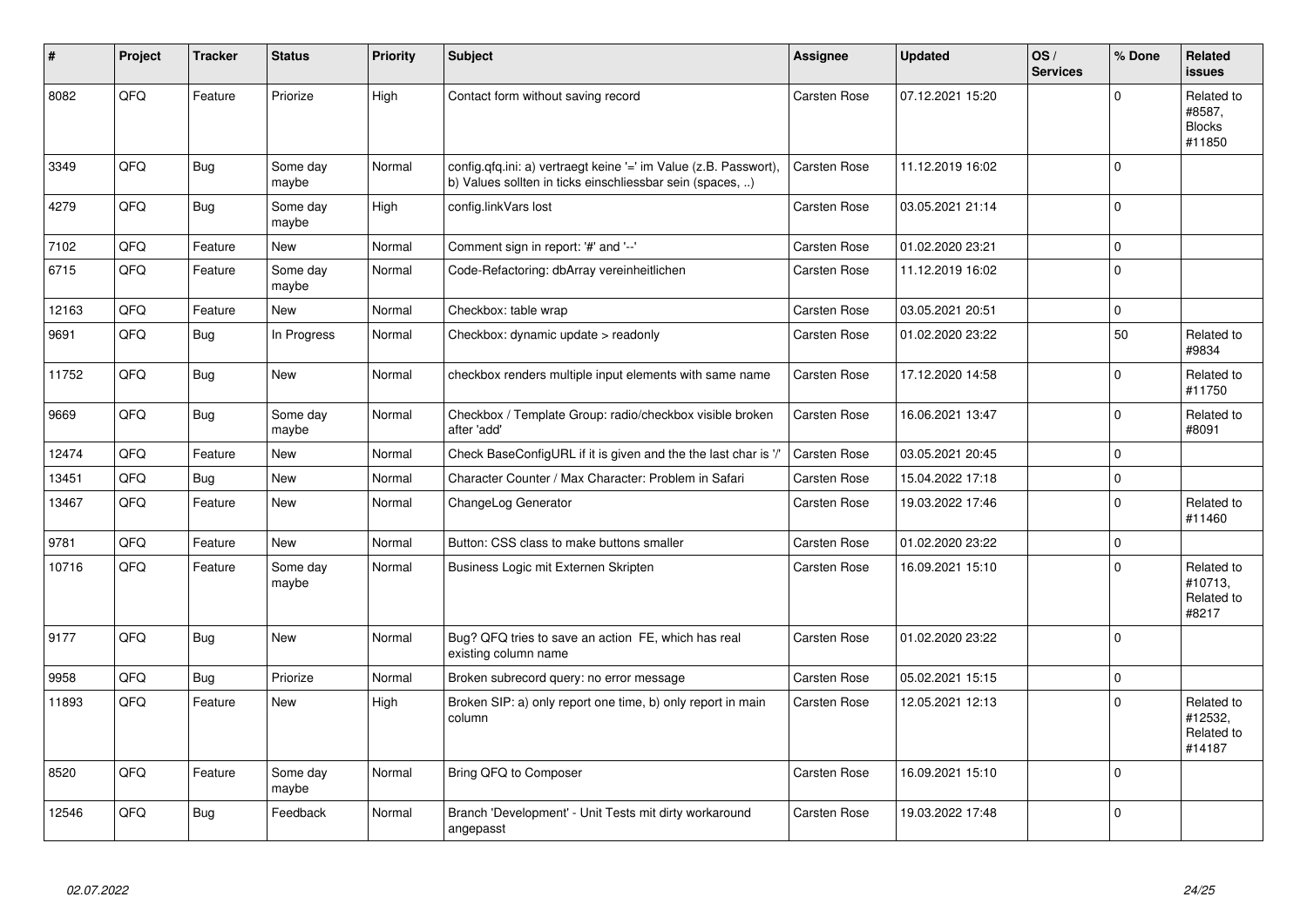| # | Project | Tracker | Status | Priority | Subject | Assignee | Updated | OS / Services | % Done | Related issues |
|---|---|---|---|---|---|---|---|---|---|---|
| 8082 | QFQ | Feature | Priorize | High | Contact form without saving record | Carsten Rose | 07.12.2021 15:20 | | 0 | Related to #8587, Blocks #11850 |
| 3349 | QFQ | Bug | Some day maybe | Normal | config.qfq.ini: a) vertraegt keine '=' im Value (z.B. Passwort), b) Values sollten in ticks einschliessbar sein (spaces, ..) | Carsten Rose | 11.12.2019 16:02 | | 0 | |
| 4279 | QFQ | Bug | Some day maybe | High | config.linkVars lost | Carsten Rose | 03.05.2021 21:14 | | 0 | |
| 7102 | QFQ | Feature | New | Normal | Comment sign in report: '#' and '--' | Carsten Rose | 01.02.2020 23:21 | | 0 | |
| 6715 | QFQ | Feature | Some day maybe | Normal | Code-Refactoring: dbArray vereinheitlichen | Carsten Rose | 11.12.2019 16:02 | | 0 | |
| 12163 | QFQ | Feature | New | Normal | Checkbox: table wrap | Carsten Rose | 03.05.2021 20:51 | | 0 | |
| 9691 | QFQ | Bug | In Progress | Normal | Checkbox: dynamic update > readonly | Carsten Rose | 01.02.2020 23:22 | | 50 | Related to #9834 |
| 11752 | QFQ | Bug | New | Normal | checkbox renders multiple input elements with same name | Carsten Rose | 17.12.2020 14:58 | | 0 | Related to #11750 |
| 9669 | QFQ | Bug | Some day maybe | Normal | Checkbox / Template Group: radio/checkbox visible broken after 'add' | Carsten Rose | 16.06.2021 13:47 | | 0 | Related to #8091 |
| 12474 | QFQ | Feature | New | Normal | Check BaseConfigURL if it is given and the the last char is '/' | Carsten Rose | 03.05.2021 20:45 | | 0 | |
| 13451 | QFQ | Bug | New | Normal | Character Counter / Max Character: Problem in Safari | Carsten Rose | 15.04.2022 17:18 | | 0 | |
| 13467 | QFQ | Feature | New | Normal | ChangeLog Generator | Carsten Rose | 19.03.2022 17:46 | | 0 | Related to #11460 |
| 9781 | QFQ | Feature | New | Normal | Button: CSS class to make buttons smaller | Carsten Rose | 01.02.2020 23:22 | | 0 | |
| 10716 | QFQ | Feature | Some day maybe | Normal | Business Logic mit Externen Skripten | Carsten Rose | 16.09.2021 15:10 | | 0 | Related to #10713, Related to #8217 |
| 9177 | QFQ | Bug | New | Normal | Bug? QFQ tries to save an action FE, which has real existing column name | Carsten Rose | 01.02.2020 23:22 | | 0 | |
| 9958 | QFQ | Bug | Priorize | Normal | Broken subrecord query: no error message | Carsten Rose | 05.02.2021 15:15 | | 0 | |
| 11893 | QFQ | Feature | New | High | Broken SIP: a) only report one time, b) only report in main column | Carsten Rose | 12.05.2021 12:13 | | 0 | Related to #12532, Related to #14187 |
| 8520 | QFQ | Feature | Some day maybe | Normal | Bring QFQ to Composer | Carsten Rose | 16.09.2021 15:10 | | 0 | |
| 12546 | QFQ | Bug | Feedback | Normal | Branch 'Development' - Unit Tests mit dirty workaround angepasst | Carsten Rose | 19.03.2022 17:48 | | 0 | |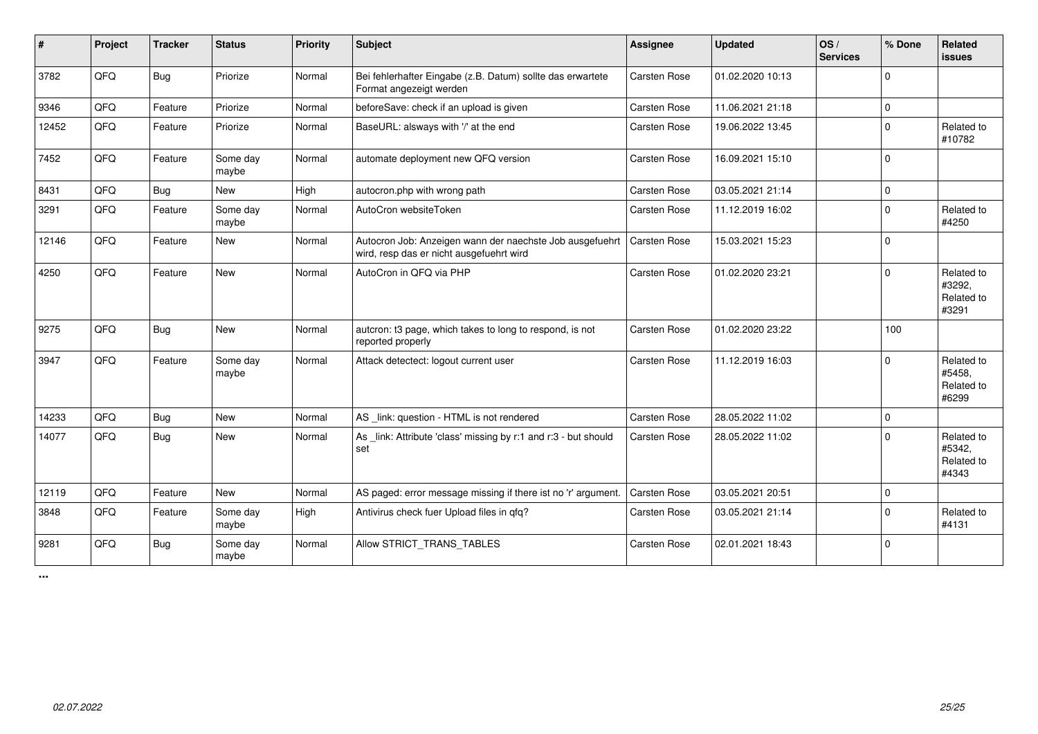| # | Project | Tracker | Status | Priority | Subject | Assignee | Updated | OS / Services | % Done | Related issues |
|---|---|---|---|---|---|---|---|---|---|---|
| 3782 | QFQ | Bug | Priorize | Normal | Bei fehlerhafter Eingabe (z.B. Datum) sollte das erwartete Format angezeigt werden | Carsten Rose | 01.02.2020 10:13 | | 0 | |
| 9346 | QFQ | Feature | Priorize | Normal | beforeSave: check if an upload is given | Carsten Rose | 11.06.2021 21:18 | | 0 | |
| 12452 | QFQ | Feature | Priorize | Normal | BaseURL: alsways with '/' at the end | Carsten Rose | 19.06.2022 13:45 | | 0 | Related to #10782 |
| 7452 | QFQ | Feature | Some day maybe | Normal | automate deployment new QFQ version | Carsten Rose | 16.09.2021 15:10 | | 0 | |
| 8431 | QFQ | Bug | New | High | autocron.php with wrong path | Carsten Rose | 03.05.2021 21:14 | | 0 | |
| 3291 | QFQ | Feature | Some day maybe | Normal | AutoCron websiteToken | Carsten Rose | 11.12.2019 16:02 | | 0 | Related to #4250 |
| 12146 | QFQ | Feature | New | Normal | Autocron Job: Anzeigen wann der naechste Job ausgefuehrt wird, resp das er nicht ausgefuehrt wird | Carsten Rose | 15.03.2021 15:23 | | 0 | |
| 4250 | QFQ | Feature | New | Normal | AutoCron in QFQ via PHP | Carsten Rose | 01.02.2020 23:21 | | 0 | Related to #3292, Related to #3291 |
| 9275 | QFQ | Bug | New | Normal | autcron: t3 page, which takes to long to respond, is not reported properly | Carsten Rose | 01.02.2020 23:22 | | 100 | |
| 3947 | QFQ | Feature | Some day maybe | Normal | Attack detectect: logout current user | Carsten Rose | 11.12.2019 16:03 | | 0 | Related to #5458, Related to #6299 |
| 14233 | QFQ | Bug | New | Normal | AS _link: question - HTML is not rendered | Carsten Rose | 28.05.2022 11:02 | | 0 | |
| 14077 | QFQ | Bug | New | Normal | As _link: Attribute 'class' missing by r:1 and r:3 - but should set | Carsten Rose | 28.05.2022 11:02 | | 0 | Related to #5342, Related to #4343 |
| 12119 | QFQ | Feature | New | Normal | AS paged: error message missing if there ist no 'r' argument. | Carsten Rose | 03.05.2021 20:51 | | 0 | |
| 3848 | QFQ | Feature | Some day maybe | High | Antivirus check fuer Upload files in qfq? | Carsten Rose | 03.05.2021 21:14 | | 0 | Related to #4131 |
| 9281 | QFQ | Bug | Some day maybe | Normal | Allow STRICT_TRANS_TABLES | Carsten Rose | 02.01.2021 18:43 | | 0 | |

...